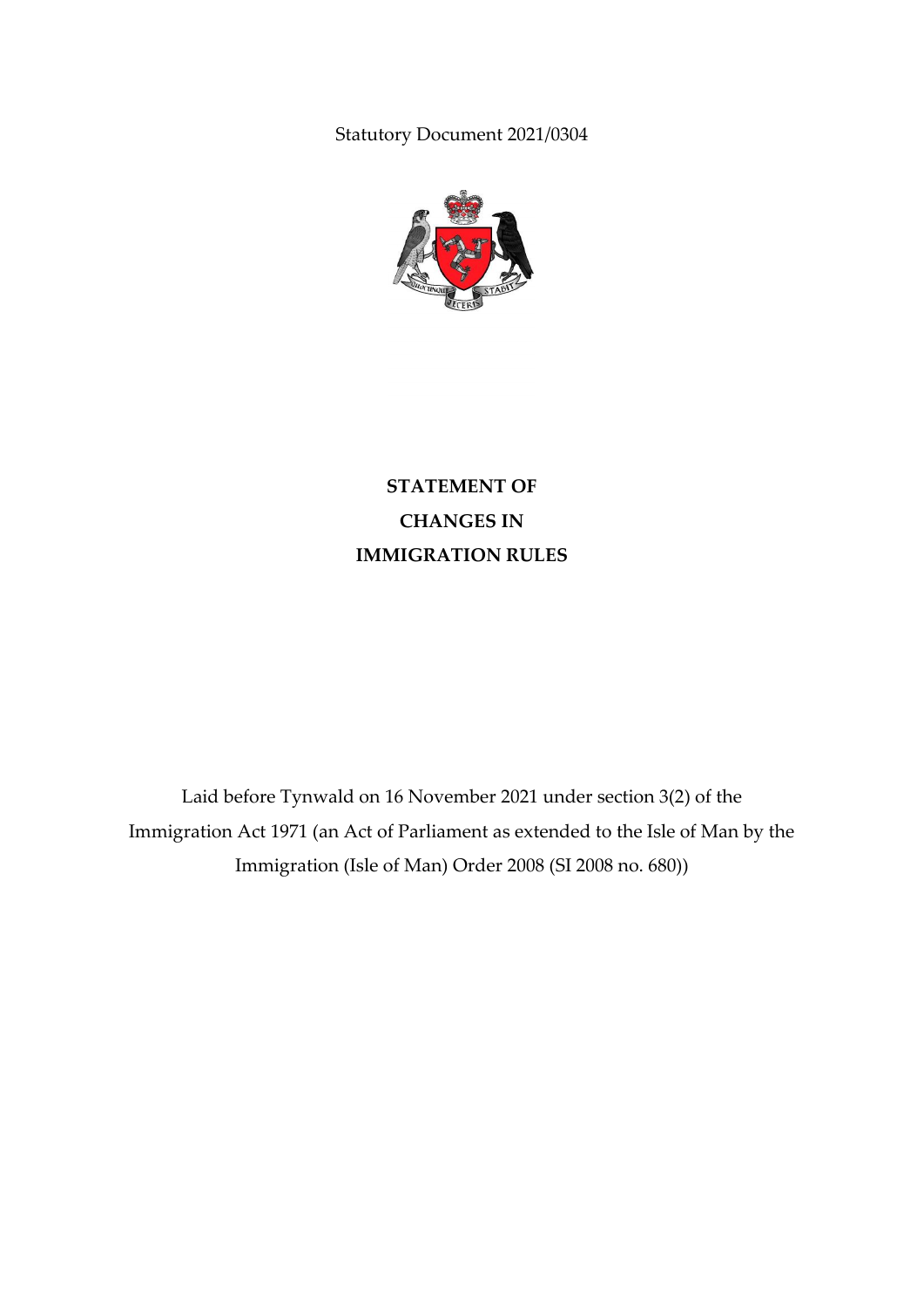Statutory Document 2021/0304

# STATEMENT OF CHANGES IN IMMIGRATION RULES

Laid before Tynwald on 16 November 2021 under section 3(2) of the Immigration Act 1971 (an Act of Parliament as extended to the Isle of Man by the Immigration (Isle of Man) Order 2008 (SI 2008 no. 680))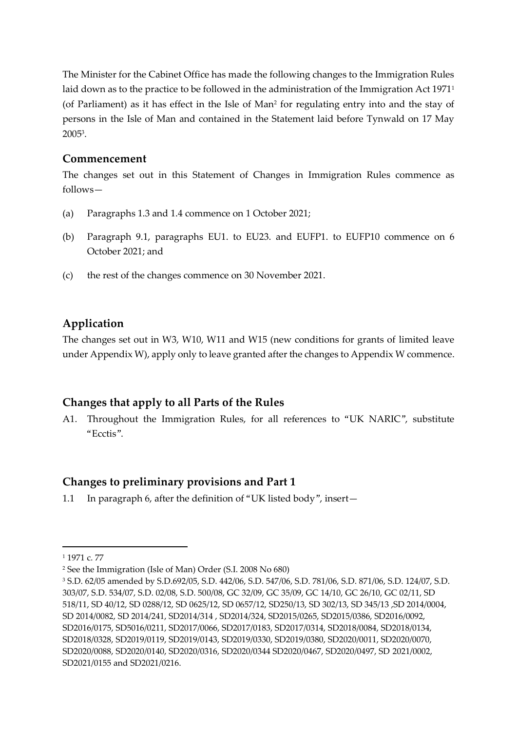The Minister for the Cabinet Office has made the following changes to the Immigration Rules laid down as to the practice to be followed in the administration of the Immigration Act 1971[1] (of Parliament) as it has effect in the Isle of Man[2] for regulating entry into and the stay of persons in the Isle of Man and contained in the Statement laid before Tynwald on 17 May 2005[3].

## Commencement

The changes set out in this Statement of Changes in Immigration Rules commence as follows—

(a) Paragraphs 1.3 and 1.4 commence on 1 October 2021;

(b) Paragraph 9.1, paragraphs EU1. to EU23. and EUFP1. to EUFP10 commence on 6 October 2021; and

(c) the rest of the changes commence on 30 November 2021.

## Application

The changes set out in W3, W10, W11 and W15 (new conditions for grants of limited leave under Appendix W), apply only to leave granted after the changes to Appendix W commence.

## Changes that apply to all Parts of the Rules

A1. Throughout the Immigration Rules, for all references to "UK NARIC", substitute "Ecctis".

## Changes to preliminary provisions and Part 1

1.1 In paragraph 6, after the definition of "UK listed body", insert—

---

[1] 1971 c. 77

[2] See the Immigration (Isle of Man) Order (S.I. 2008 No 680)

[3] S.D. 62/05 amended by S.D.692/05, S.D. 442/06, S.D. 547/06, S.D. 781/06, S.D. 871/06, S.D. 124/07, S.D. 303/07, S.D. 534/07, S.D. 02/08, S.D. 500/08, GC 32/09, GC 35/09, GC 14/10, GC 26/10, GC 02/11, SD 518/11, SD 40/12, SD 0288/12, SD 0625/12, SD 0657/12, SD250/13, SD 302/13, SD 345/13 ,SD 2014/0004, SD 2014/0082, SD 2014/241, SD2014/314 , SD2014/324, SD2015/0265, SD2015/0386, SD2016/0092, SD2016/0175, SD5016/0211, SD2017/0066, SD2017/0183, SD2017/0314, SD2018/0084, SD2018/0134, SD2018/0328, SD2019/0119, SD2019/0143, SD2019/0330, SD2019/0380, SD2020/0011, SD2020/0070, SD2020/0088, SD2020/0140, SD2020/0316, SD2020/0344 SD2020/0467, SD2020/0497, SD 2021/0002, SD2021/0155 and SD2021/0216.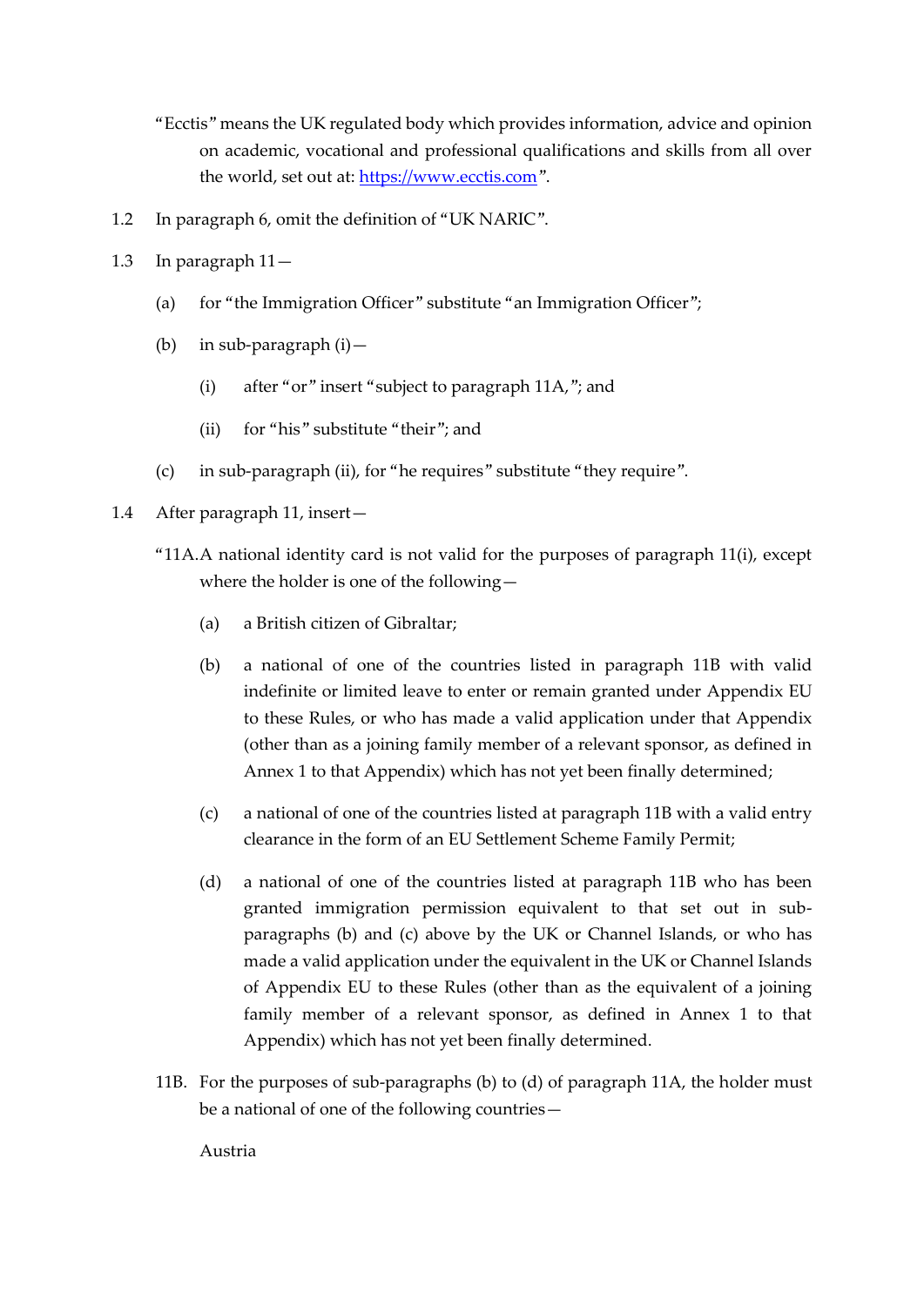"Ecctis" means the UK regulated body which provides information, advice and opinion on academic, vocational and professional qualifications and skills from all over the world, set out at: [https://www.ecctis.com](https://www.ecctis.com)".

1.2 In paragraph 6, omit the definition of "UK NARIC".

1.3 In paragraph 11—

(a) for "the Immigration Officer" substitute "an Immigration Officer";

(b) in sub-paragraph (i)—

(i) after "or" insert "subject to paragraph 11A,"; and

(ii) for "his" substitute "their"; and

(c) in sub-paragraph (ii), for "he requires" substitute "they require".

1.4 After paragraph 11, insert—

"11A. A national identity card is not valid for the purposes of paragraph 11(i), except where the holder is one of the following—

(a) a British citizen of Gibraltar;

(b) a national of one of the countries listed in paragraph 11B with valid indefinite or limited leave to enter or remain granted under Appendix EU to these Rules, or who has made a valid application under that Appendix (other than as a joining family member of a relevant sponsor, as defined in Annex 1 to that Appendix) which has not yet been finally determined;

(c) a national of one of the countries listed at paragraph 11B with a valid entry clearance in the form of an EU Settlement Scheme Family Permit;

(d) a national of one of the countries listed at paragraph 11B who has been granted immigration permission equivalent to that set out in sub-paragraphs (b) and (c) above by the UK or Channel Islands, or who has made a valid application under the equivalent in the UK or Channel Islands of Appendix EU to these Rules (other than as the equivalent of a joining family member of a relevant sponsor, as defined in Annex 1 to that Appendix) which has not yet been finally determined.

11B. For the purposes of sub-paragraphs (b) to (d) of paragraph 11A, the holder must be a national of one of the following countries—

Austria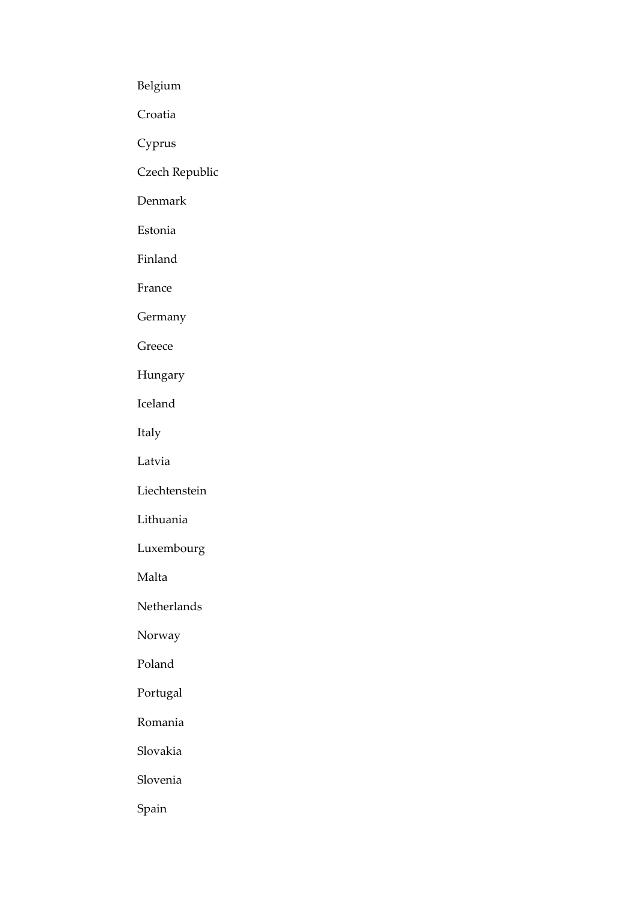Belgium

Croatia

Cyprus

Czech Republic

Denmark

Estonia

Finland

France

Germany

Greece

Hungary

Iceland

Italy

Latvia

Liechtenstein

Lithuania

Luxembourg

Malta

Netherlands

Norway

Poland

Portugal

Romania

Slovakia

Slovenia

Spain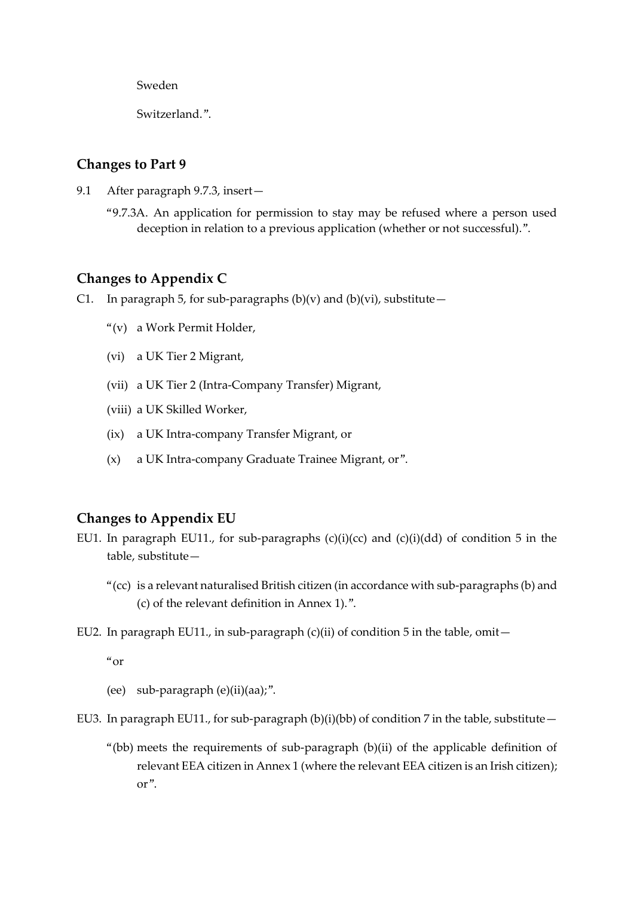Sweden

Switzerland.".

## Changes to Part 9

9.1 After paragraph 9.7.3, insert—

"9.7.3A. An application for permission to stay may be refused where a person used deception in relation to a previous application (whether or not successful).".

## Changes to Appendix C

C1. In paragraph 5, for sub-paragraphs (b)(v) and (b)(vi), substitute—

"(v) a Work Permit Holder,

(vi) a UK Tier 2 Migrant,

(vii) a UK Tier 2 (Intra-Company Transfer) Migrant,

(viii) a UK Skilled Worker,

(ix) a UK Intra-company Transfer Migrant, or

(x) a UK Intra-company Graduate Trainee Migrant, or".

## Changes to Appendix EU

EU1. In paragraph EU11., for sub-paragraphs (c)(i)(cc) and (c)(i)(dd) of condition 5 in the table, substitute—

"(cc) is a relevant naturalised British citizen (in accordance with sub-paragraphs (b) and (c) of the relevant definition in Annex 1).".

EU2. In paragraph EU11., in sub-paragraph (c)(ii) of condition 5 in the table, omit—

"or

(ee) sub-paragraph (e)(ii)(aa);".

EU3. In paragraph EU11., for sub-paragraph (b)(i)(bb) of condition 7 in the table, substitute—

"(bb) meets the requirements of sub-paragraph (b)(ii) of the applicable definition of relevant EEA citizen in Annex 1 (where the relevant EEA citizen is an Irish citizen); or".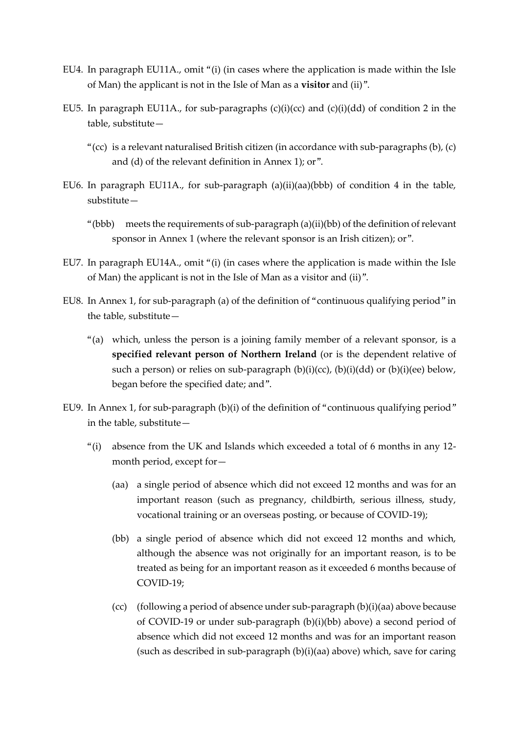EU4. In paragraph EU11A., omit "(i) (in cases where the application is made within the Isle of Man) the applicant is not in the Isle of Man as a **visitor** and (ii)".

EU5. In paragraph EU11A., for sub-paragraphs (c)(i)(cc) and (c)(i)(dd) of condition 2 in the table, substitute—

> "(cc) is a relevant naturalised British citizen (in accordance with sub-paragraphs (b), (c) and (d) of the relevant definition in Annex 1); or".

EU6. In paragraph EU11A., for sub-paragraph (a)(ii)(aa)(bbb) of condition 4 in the table, substitute—

> "(bbb) meets the requirements of sub-paragraph (a)(ii)(bb) of the definition of relevant sponsor in Annex 1 (where the relevant sponsor is an Irish citizen); or".

EU7. In paragraph EU14A., omit "(i) (in cases where the application is made within the Isle of Man) the applicant is not in the Isle of Man as a visitor and (ii)".

EU8. In Annex 1, for sub-paragraph (a) of the definition of "continuous qualifying period" in the table, substitute—

> "(a) which, unless the person is a joining family member of a relevant sponsor, is a **specified relevant person of Northern Ireland** (or is the dependent relative of such a person) or relies on sub-paragraph (b)(i)(cc), (b)(i)(dd) or (b)(i)(ee) below, began before the specified date; and".

EU9. In Annex 1, for sub-paragraph (b)(i) of the definition of "continuous qualifying period" in the table, substitute—

> "(i) absence from the UK and Islands which exceeded a total of 6 months in any 12-month period, except for—
>
> (aa) a single period of absence which did not exceed 12 months and was for an important reason (such as pregnancy, childbirth, serious illness, study, vocational training or an overseas posting, or because of COVID-19);
>
> (bb) a single period of absence which did not exceed 12 months and which, although the absence was not originally for an important reason, is to be treated as being for an important reason as it exceeded 6 months because of COVID-19;
>
> (cc) (following a period of absence under sub-paragraph (b)(i)(aa) above because of COVID-19 or under sub-paragraph (b)(i)(bb) above) a second period of absence which did not exceed 12 months and was for an important reason (such as described in sub-paragraph (b)(i)(aa) above) which, save for caring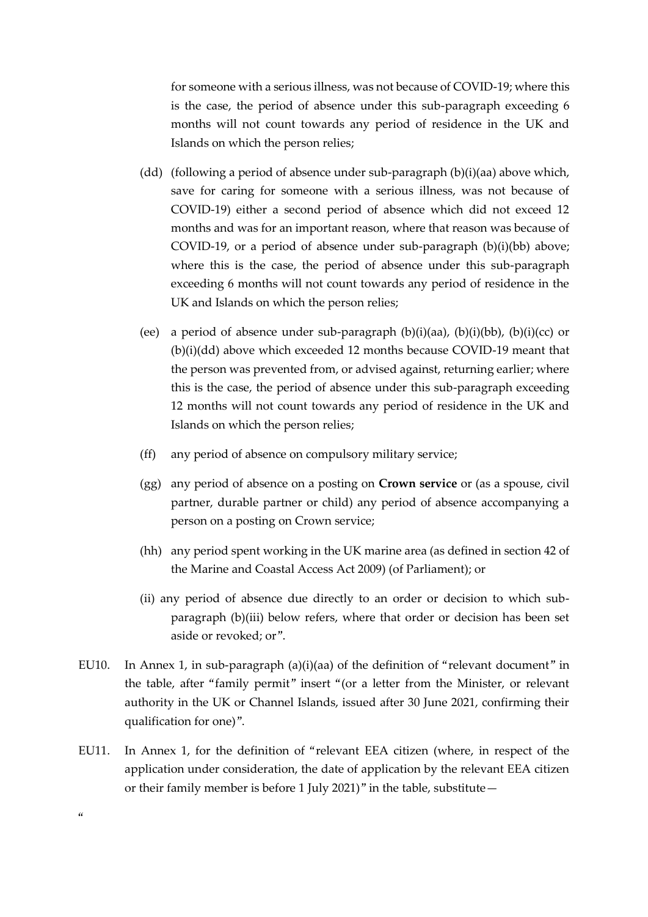for someone with a serious illness, was not because of COVID-19; where this is the case, the period of absence under this sub-paragraph exceeding 6 months will not count towards any period of residence in the UK and Islands on which the person relies;

(dd) (following a period of absence under sub-paragraph (b)(i)(aa) above which, save for caring for someone with a serious illness, was not because of COVID-19) either a second period of absence which did not exceed 12 months and was for an important reason, where that reason was because of COVID-19, or a period of absence under sub-paragraph (b)(i)(bb) above; where this is the case, the period of absence under this sub-paragraph exceeding 6 months will not count towards any period of residence in the UK and Islands on which the person relies;

(ee) a period of absence under sub-paragraph (b)(i)(aa), (b)(i)(bb), (b)(i)(cc) or (b)(i)(dd) above which exceeded 12 months because COVID-19 meant that the person was prevented from, or advised against, returning earlier; where this is the case, the period of absence under this sub-paragraph exceeding 12 months will not count towards any period of residence in the UK and Islands on which the person relies;

(ff) any period of absence on compulsory military service;

(gg) any period of absence on a posting on **Crown service** or (as a spouse, civil partner, durable partner or child) any period of absence accompanying a person on a posting on Crown service;

(hh) any period spent working in the UK marine area (as defined in section 42 of the Marine and Coastal Access Act 2009) (of Parliament); or

(ii) any period of absence due directly to an order or decision to which sub-paragraph (b)(iii) below refers, where that order or decision has been set aside or revoked; or".

EU10. In Annex 1, in sub-paragraph (a)(i)(aa) of the definition of "relevant document" in the table, after "family permit" insert "(or a letter from the Minister, or relevant authority in the UK or Channel Islands, issued after 30 June 2021, confirming their qualification for one)".

EU11. In Annex 1, for the definition of "relevant EEA citizen (where, in respect of the application under consideration, the date of application by the relevant EEA citizen or their family member is before 1 July 2021)" in the table, substitute—

"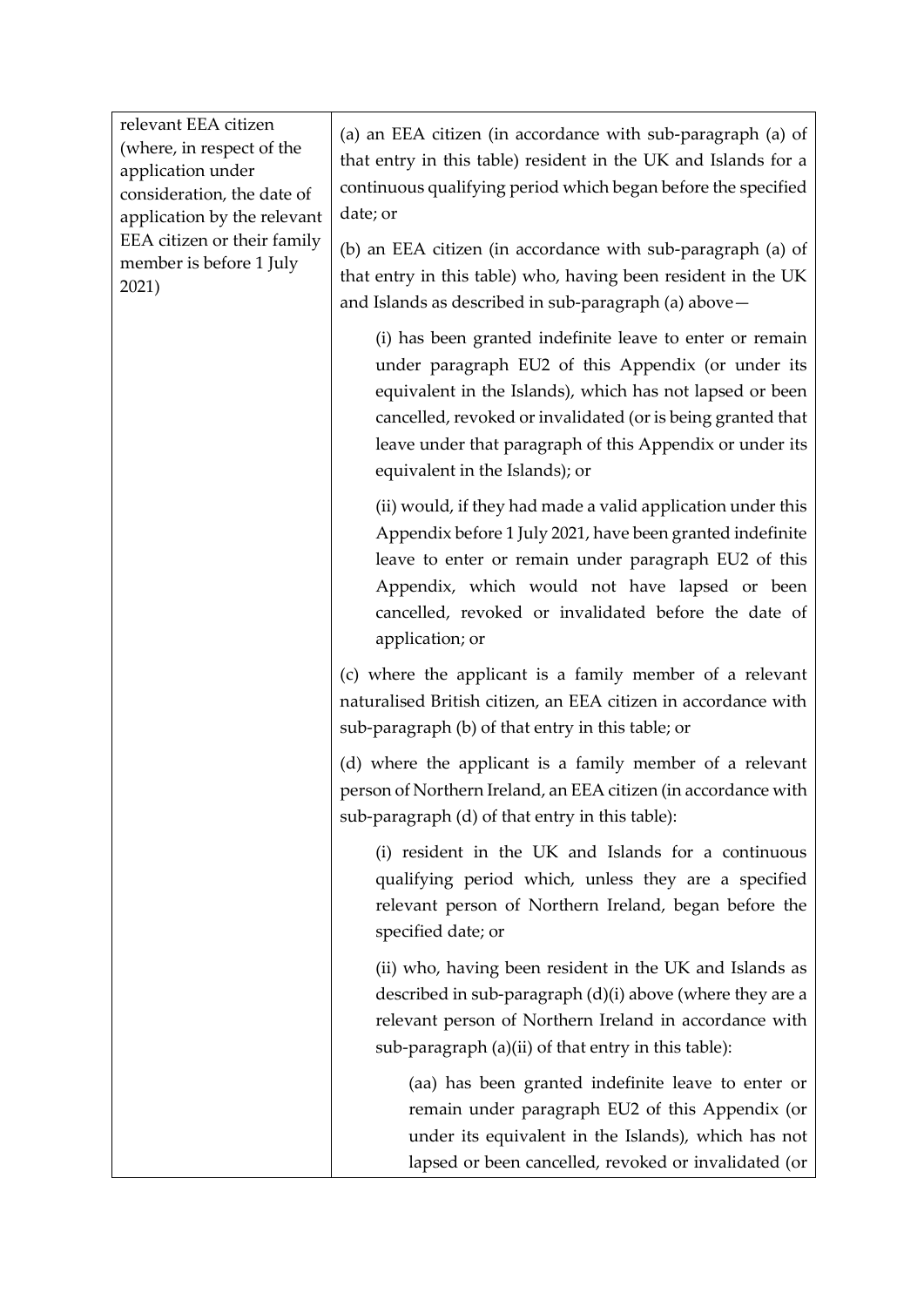| | |
|---|---|
| relevant EEA citizen (where, in respect of the application under consideration, the date of application by the relevant EEA citizen or their family member is before 1 July 2021) | (a) an EEA citizen (in accordance with sub-paragraph (a) of that entry in this table) resident in the UK and Islands for a continuous qualifying period which began before the specified date; or<br><br>(b) an EEA citizen (in accordance with sub-paragraph (a) of that entry in this table) who, having been resident in the UK and Islands as described in sub-paragraph (a) above—<br><br>(i) has been granted indefinite leave to enter or remain under paragraph EU2 of this Appendix (or under its equivalent in the Islands), which has not lapsed or been cancelled, revoked or invalidated (or is being granted that leave under that paragraph of this Appendix or under its equivalent in the Islands); or<br><br>(ii) would, if they had made a valid application under this Appendix before 1 July 2021, have been granted indefinite leave to enter or remain under paragraph EU2 of this Appendix, which would not have lapsed or been cancelled, revoked or invalidated before the date of application; or<br><br>(c) where the applicant is a family member of a relevant naturalised British citizen, an EEA citizen in accordance with sub-paragraph (b) of that entry in this table; or<br><br>(d) where the applicant is a family member of a relevant person of Northern Ireland, an EEA citizen (in accordance with sub-paragraph (d) of that entry in this table):<br><br>(i) resident in the UK and Islands for a continuous qualifying period which, unless they are a specified relevant person of Northern Ireland, began before the specified date; or<br><br>(ii) who, having been resident in the UK and Islands as described in sub-paragraph (d)(i) above (where they are a relevant person of Northern Ireland in accordance with sub-paragraph (a)(ii) of that entry in this table):<br><br>(aa) has been granted indefinite leave to enter or remain under paragraph EU2 of this Appendix (or under its equivalent in the Islands), which has not lapsed or been cancelled, revoked or invalidated (or |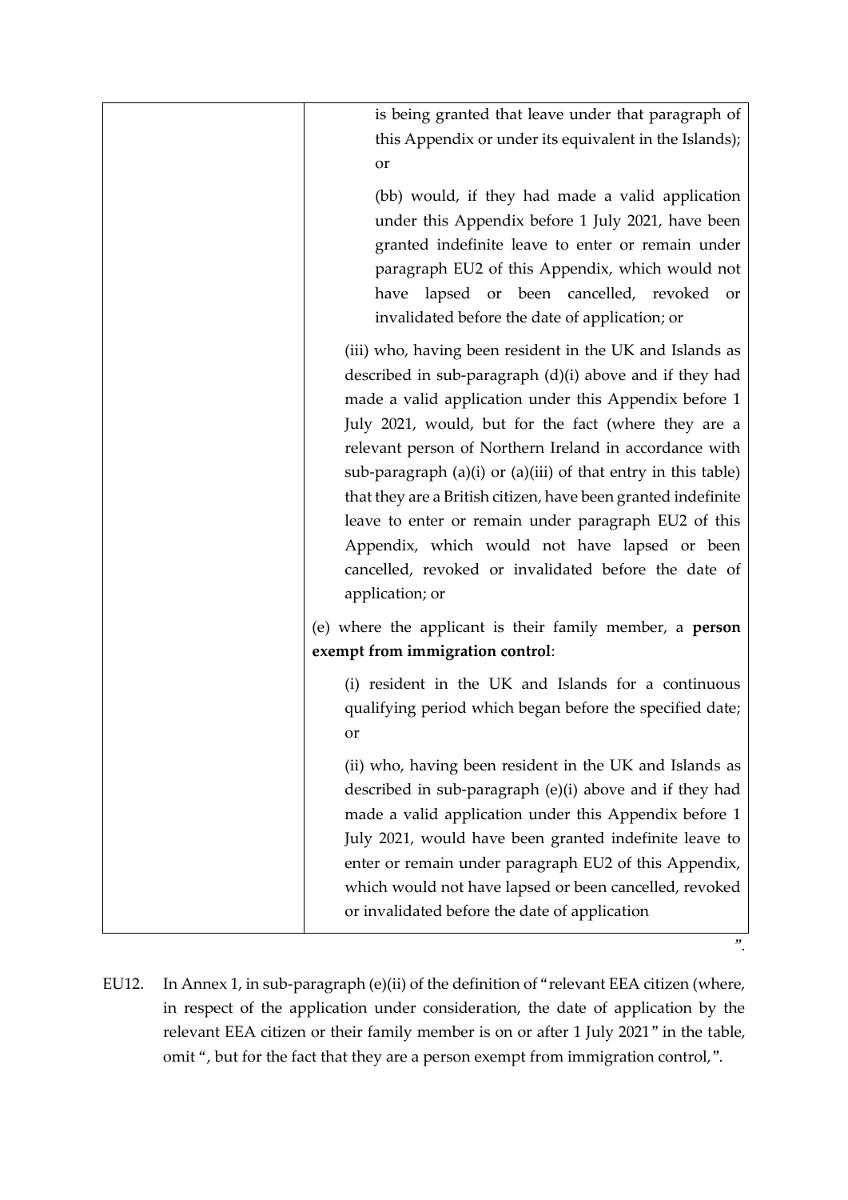| | is being granted that leave under that paragraph of this Appendix or under its equivalent in the Islands); or<br><br>(bb) would, if they had made a valid application under this Appendix before 1 July 2021, have been granted indefinite leave to enter or remain under paragraph EU2 of this Appendix, which would not have lapsed or been cancelled, revoked or invalidated before the date of application; or<br><br>(iii) who, having been resident in the UK and Islands as described in sub-paragraph (d)(i) above and if they had made a valid application under this Appendix before 1 July 2021, would, but for the fact (where they are a relevant person of Northern Ireland in accordance with sub-paragraph (a)(i) or (a)(iii) of that entry in this table) that they are a British citizen, have been granted indefinite leave to enter or remain under paragraph EU2 of this Appendix, which would not have lapsed or been cancelled, revoked or invalidated before the date of application; or<br><br>(e) where the applicant is their family member, a **person exempt from immigration control**:<br><br>(i) resident in the UK and Islands for a continuous qualifying period which began before the specified date; or<br><br>(ii) who, having been resident in the UK and Islands as described in sub-paragraph (e)(i) above and if they had made a valid application under this Appendix before 1 July 2021, would have been granted indefinite leave to enter or remain under paragraph EU2 of this Appendix, which would not have lapsed or been cancelled, revoked or invalidated before the date of application |
|---|---|

".

EU12. In Annex 1, in sub-paragraph (e)(ii) of the definition of "relevant EEA citizen (where, in respect of the application under consideration, the date of application by the relevant EEA citizen or their family member is on or after 1 July 2021" in the table, omit ", but for the fact that they are a person exempt from immigration control,".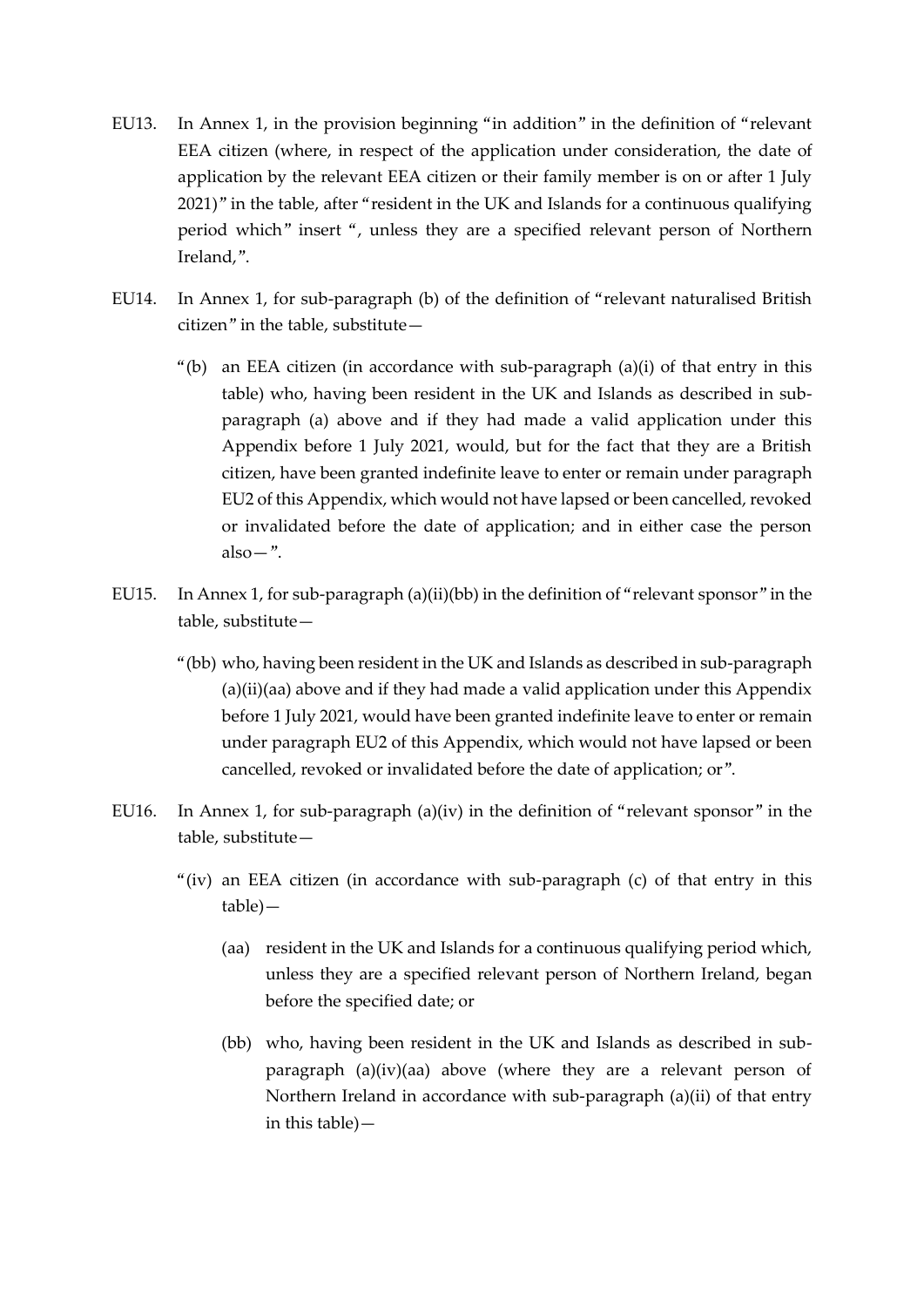EU13. In Annex 1, in the provision beginning "in addition" in the definition of "relevant EEA citizen (where, in respect of the application under consideration, the date of application by the relevant EEA citizen or their family member is on or after 1 July 2021)" in the table, after "resident in the UK and Islands for a continuous qualifying period which" insert ", unless they are a specified relevant person of Northern Ireland,".

EU14. In Annex 1, for sub-paragraph (b) of the definition of "relevant naturalised British citizen" in the table, substitute—

> "(b) an EEA citizen (in accordance with sub-paragraph (a)(i) of that entry in this table) who, having been resident in the UK and Islands as described in sub-paragraph (a) above and if they had made a valid application under this Appendix before 1 July 2021, would, but for the fact that they are a British citizen, have been granted indefinite leave to enter or remain under paragraph EU2 of this Appendix, which would not have lapsed or been cancelled, revoked or invalidated before the date of application; and in either case the person also—".

EU15. In Annex 1, for sub-paragraph (a)(ii)(bb) in the definition of "relevant sponsor" in the table, substitute—

> "(bb) who, having been resident in the UK and Islands as described in sub-paragraph (a)(ii)(aa) above and if they had made a valid application under this Appendix before 1 July 2021, would have been granted indefinite leave to enter or remain under paragraph EU2 of this Appendix, which would not have lapsed or been cancelled, revoked or invalidated before the date of application; or".

EU16. In Annex 1, for sub-paragraph (a)(iv) in the definition of "relevant sponsor" in the table, substitute—

> "(iv) an EEA citizen (in accordance with sub-paragraph (c) of that entry in this table)—
>
> > (aa) resident in the UK and Islands for a continuous qualifying period which, unless they are a specified relevant person of Northern Ireland, began before the specified date; or
> >
> > (bb) who, having been resident in the UK and Islands as described in sub-paragraph (a)(iv)(aa) above (where they are a relevant person of Northern Ireland in accordance with sub-paragraph (a)(ii) of that entry in this table)—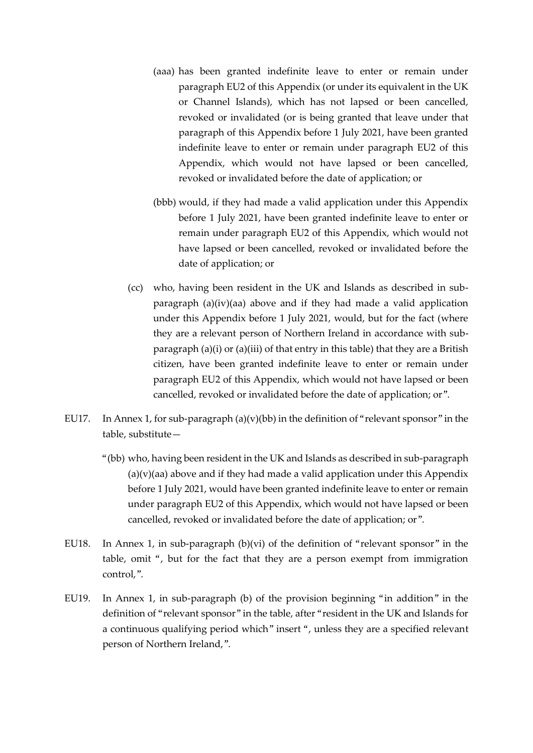(aaa) has been granted indefinite leave to enter or remain under paragraph EU2 of this Appendix (or under its equivalent in the UK or Channel Islands), which has not lapsed or been cancelled, revoked or invalidated (or is being granted that leave under that paragraph of this Appendix before 1 July 2021, have been granted indefinite leave to enter or remain under paragraph EU2 of this Appendix, which would not have lapsed or been cancelled, revoked or invalidated before the date of application; or

(bbb) would, if they had made a valid application under this Appendix before 1 July 2021, have been granted indefinite leave to enter or remain under paragraph EU2 of this Appendix, which would not have lapsed or been cancelled, revoked or invalidated before the date of application; or

(cc) who, having been resident in the UK and Islands as described in sub-paragraph (a)(iv)(aa) above and if they had made a valid application under this Appendix before 1 July 2021, would, but for the fact (where they are a relevant person of Northern Ireland in accordance with sub-paragraph (a)(i) or (a)(iii) of that entry in this table) that they are a British citizen, have been granted indefinite leave to enter or remain under paragraph EU2 of this Appendix, which would not have lapsed or been cancelled, revoked or invalidated before the date of application; or".

EU17. In Annex 1, for sub-paragraph (a)(v)(bb) in the definition of "relevant sponsor" in the table, substitute—

"(bb) who, having been resident in the UK and Islands as described in sub-paragraph (a)(v)(aa) above and if they had made a valid application under this Appendix before 1 July 2021, would have been granted indefinite leave to enter or remain under paragraph EU2 of this Appendix, which would not have lapsed or been cancelled, revoked or invalidated before the date of application; or".

EU18. In Annex 1, in sub-paragraph (b)(vi) of the definition of "relevant sponsor" in the table, omit ", but for the fact that they are a person exempt from immigration control,".

EU19. In Annex 1, in sub-paragraph (b) of the provision beginning "in addition" in the definition of "relevant sponsor" in the table, after "resident in the UK and Islands for a continuous qualifying period which" insert ", unless they are a specified relevant person of Northern Ireland,".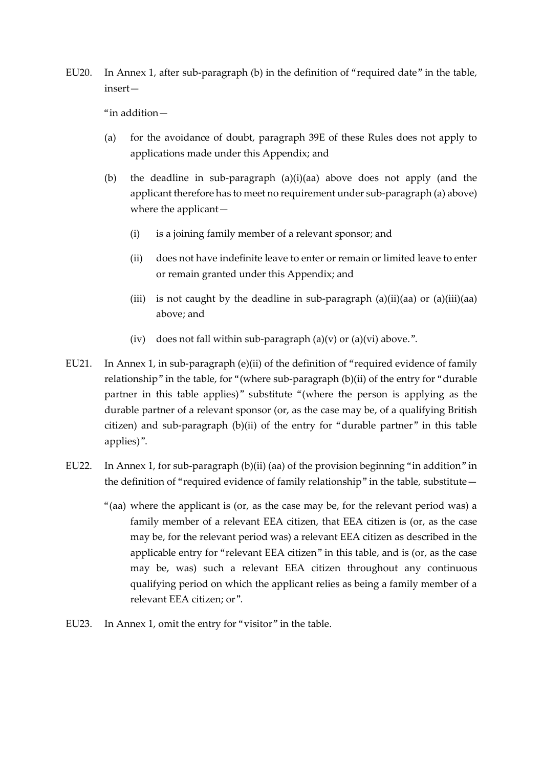EU20. In Annex 1, after sub-paragraph (b) in the definition of "required date" in the table, insert—

"in addition—

(a) for the avoidance of doubt, paragraph 39E of these Rules does not apply to applications made under this Appendix; and

(b) the deadline in sub-paragraph (a)(i)(aa) above does not apply (and the applicant therefore has to meet no requirement under sub-paragraph (a) above) where the applicant—

(i) is a joining family member of a relevant sponsor; and

(ii) does not have indefinite leave to enter or remain or limited leave to enter or remain granted under this Appendix; and

(iii) is not caught by the deadline in sub-paragraph (a)(ii)(aa) or (a)(iii)(aa) above; and

(iv) does not fall within sub-paragraph (a)(v) or (a)(vi) above.".

EU21. In Annex 1, in sub-paragraph (e)(ii) of the definition of "required evidence of family relationship" in the table, for "(where sub-paragraph (b)(ii) of the entry for "durable partner in this table applies)" substitute "(where the person is applying as the durable partner of a relevant sponsor (or, as the case may be, of a qualifying British citizen) and sub-paragraph (b)(ii) of the entry for "durable partner" in this table applies)".

EU22. In Annex 1, for sub-paragraph (b)(ii) (aa) of the provision beginning "in addition" in the definition of "required evidence of family relationship" in the table, substitute—

"(aa) where the applicant is (or, as the case may be, for the relevant period was) a family member of a relevant EEA citizen, that EEA citizen is (or, as the case may be, for the relevant period was) a relevant EEA citizen as described in the applicable entry for "relevant EEA citizen" in this table, and is (or, as the case may be, was) such a relevant EEA citizen throughout any continuous qualifying period on which the applicant relies as being a family member of a relevant EEA citizen; or".

EU23. In Annex 1, omit the entry for "visitor" in the table.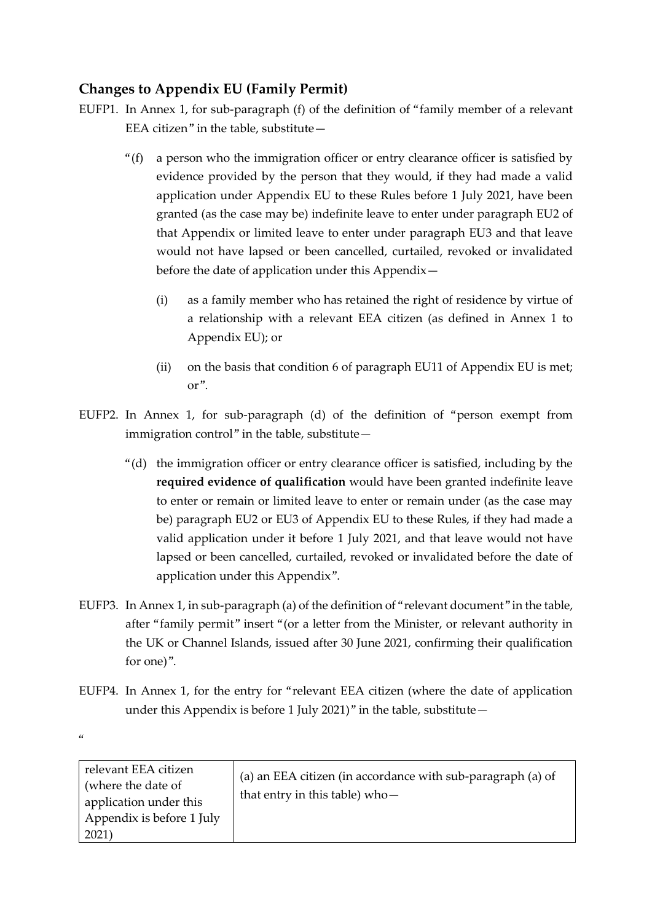## Changes to Appendix EU (Family Permit)

EUFP1. In Annex 1, for sub-paragraph (f) of the definition of "family member of a relevant EEA citizen" in the table, substitute—

> "(f) a person who the immigration officer or entry clearance officer is satisfied by evidence provided by the person that they would, if they had made a valid application under Appendix EU to these Rules before 1 July 2021, have been granted (as the case may be) indefinite leave to enter under paragraph EU2 of that Appendix or limited leave to enter under paragraph EU3 and that leave would not have lapsed or been cancelled, curtailed, revoked or invalidated before the date of application under this Appendix—
>
> (i) as a family member who has retained the right of residence by virtue of a relationship with a relevant EEA citizen (as defined in Annex 1 to Appendix EU); or
>
> (ii) on the basis that condition 6 of paragraph EU11 of Appendix EU is met; or".

EUFP2. In Annex 1, for sub-paragraph (d) of the definition of "person exempt from immigration control" in the table, substitute—

> "(d) the immigration officer or entry clearance officer is satisfied, including by the **required evidence of qualification** would have been granted indefinite leave to enter or remain or limited leave to enter or remain under (as the case may be) paragraph EU2 or EU3 of Appendix EU to these Rules, if they had made a valid application under it before 1 July 2021, and that leave would not have lapsed or been cancelled, curtailed, revoked or invalidated before the date of application under this Appendix".

EUFP3. In Annex 1, in sub-paragraph (a) of the definition of "relevant document" in the table, after "family permit" insert "(or a letter from the Minister, or relevant authority in the UK or Channel Islands, issued after 30 June 2021, confirming their qualification for one)".

EUFP4. In Annex 1, for the entry for "relevant EEA citizen (where the date of application under this Appendix is before 1 July 2021)" in the table, substitute—

"

| relevant EEA citizen (where the date of application under this Appendix is before 1 July 2021) | (a) an EEA citizen (in accordance with sub-paragraph (a) of that entry in this table) who— |
|---|---|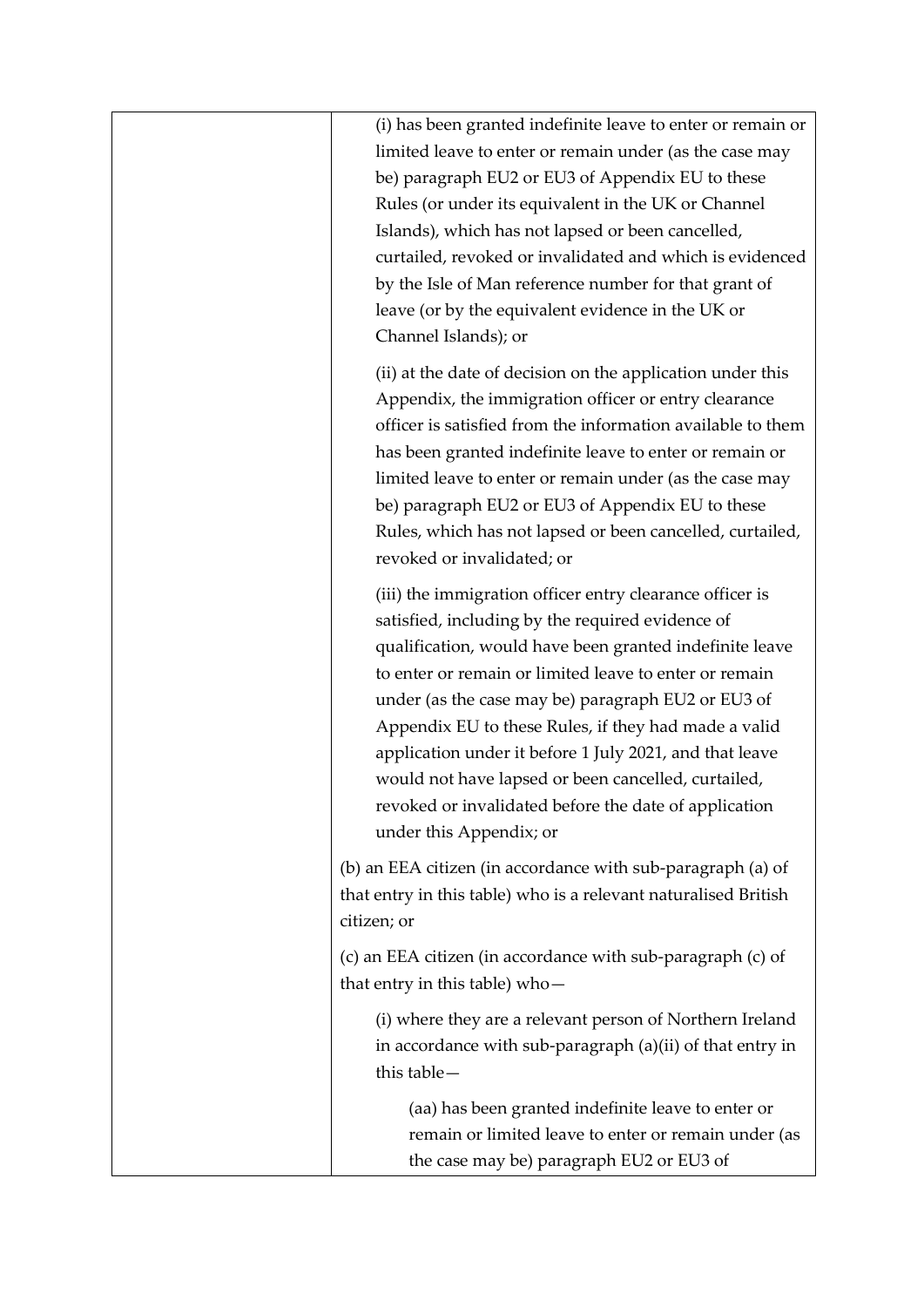| | |
|---|---|
| | (i) has been granted indefinite leave to enter or remain or limited leave to enter or remain under (as the case may be) paragraph EU2 or EU3 of Appendix EU to these Rules (or under its equivalent in the UK or Channel Islands), which has not lapsed or been cancelled, curtailed, revoked or invalidated and which is evidenced by the Isle of Man reference number for that grant of leave (or by the equivalent evidence in the UK or Channel Islands); or<br><br>(ii) at the date of decision on the application under this Appendix, the immigration officer or entry clearance officer is satisfied from the information available to them has been granted indefinite leave to enter or remain or limited leave to enter or remain under (as the case may be) paragraph EU2 or EU3 of Appendix EU to these Rules, which has not lapsed or been cancelled, curtailed, revoked or invalidated; or<br><br>(iii) the immigration officer entry clearance officer is satisfied, including by the required evidence of qualification, would have been granted indefinite leave to enter or remain or limited leave to enter or remain under (as the case may be) paragraph EU2 or EU3 of Appendix EU to these Rules, if they had made a valid application under it before 1 July 2021, and that leave would not have lapsed or been cancelled, curtailed, revoked or invalidated before the date of application under this Appendix; or<br><br>(b) an EEA citizen (in accordance with sub-paragraph (a) of that entry in this table) who is a relevant naturalised British citizen; or<br><br>(c) an EEA citizen (in accordance with sub-paragraph (c) of that entry in this table) who—<br><br>(i) where they are a relevant person of Northern Ireland in accordance with sub-paragraph (a)(ii) of that entry in this table—<br><br>(aa) has been granted indefinite leave to enter or remain or limited leave to enter or remain under (as the case may be) paragraph EU2 or EU3 of |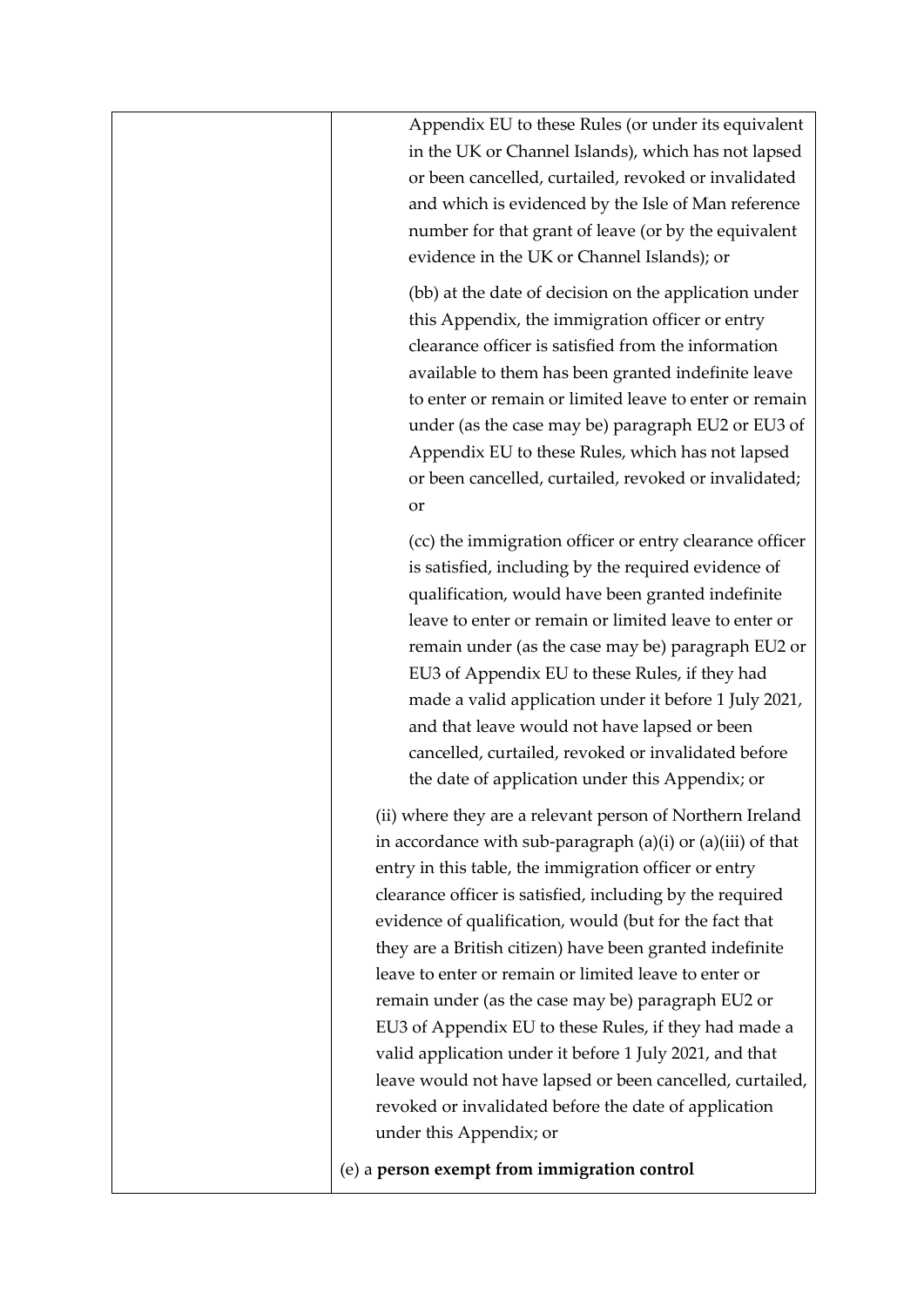| | Appendix EU to these Rules (or under its equivalent in the UK or Channel Islands), which has not lapsed or been cancelled, curtailed, revoked or invalidated and which is evidenced by the Isle of Man reference number for that grant of leave (or by the equivalent evidence in the UK or Channel Islands); or<br><br>(bb) at the date of decision on the application under this Appendix, the immigration officer or entry clearance officer is satisfied from the information available to them has been granted indefinite leave to enter or remain or limited leave to enter or remain under (as the case may be) paragraph EU2 or EU3 of Appendix EU to these Rules, which has not lapsed or been cancelled, curtailed, revoked or invalidated; or<br><br>(cc) the immigration officer or entry clearance officer is satisfied, including by the required evidence of qualification, would have been granted indefinite leave to enter or remain or limited leave to enter or remain under (as the case may be) paragraph EU2 or EU3 of Appendix EU to these Rules, if they had made a valid application under it before 1 July 2021, and that leave would not have lapsed or been cancelled, curtailed, revoked or invalidated before the date of application under this Appendix; or<br><br>(ii) where they are a relevant person of Northern Ireland in accordance with sub-paragraph (a)(i) or (a)(iii) of that entry in this table, the immigration officer or entry clearance officer is satisfied, including by the required evidence of qualification, would (but for the fact that they are a British citizen) have been granted indefinite leave to enter or remain or limited leave to enter or remain under (as the case may be) paragraph EU2 or EU3 of Appendix EU to these Rules, if they had made a valid application under it before 1 July 2021, and that leave would not have lapsed or been cancelled, curtailed, revoked or invalidated before the date of application under this Appendix; or<br><br>(e) a **person exempt from immigration control** |
|---|---|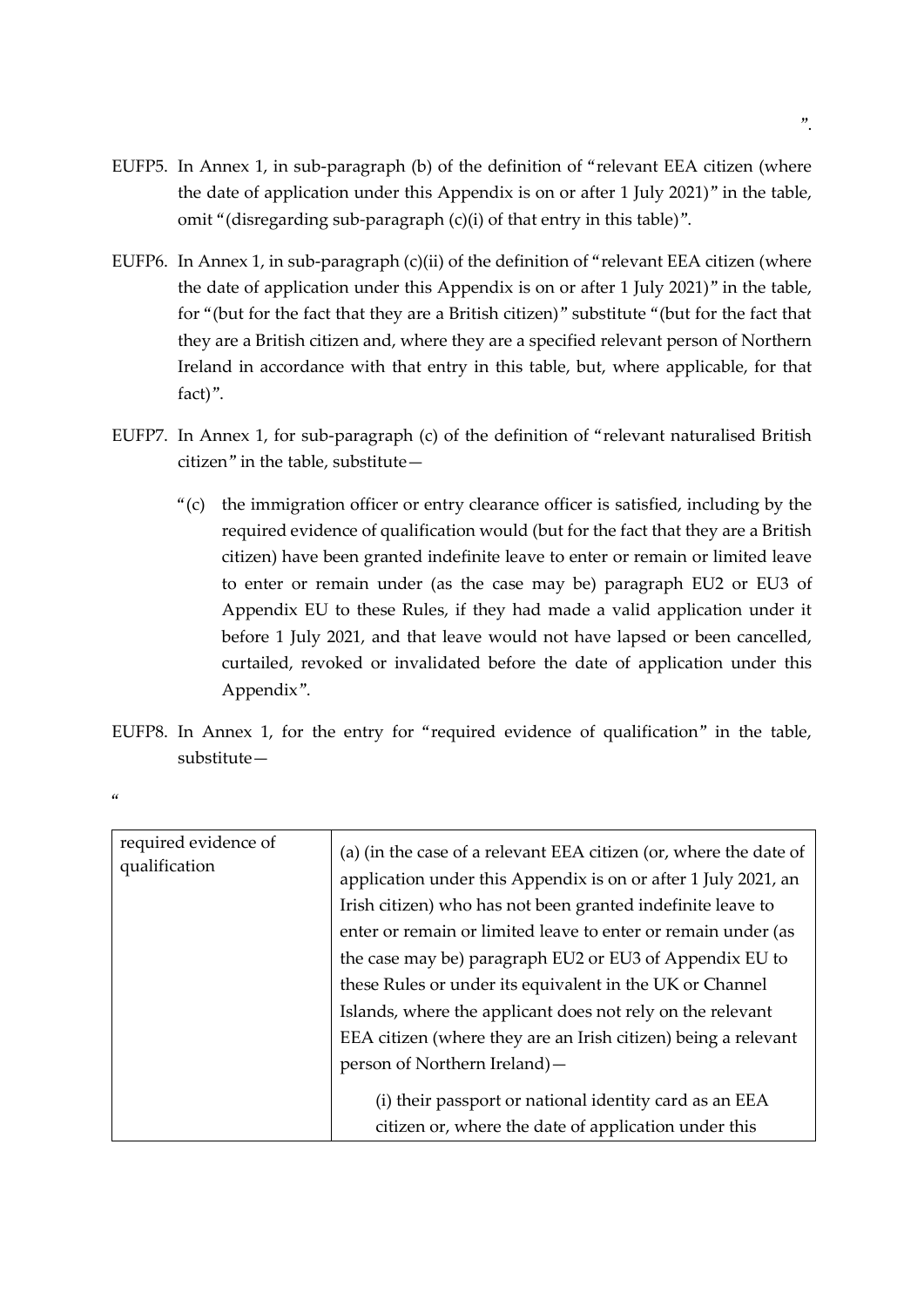”.

EUFP5. In Annex 1, in sub-paragraph (b) of the definition of “relevant EEA citizen (where the date of application under this Appendix is on or after 1 July 2021)” in the table, omit “(disregarding sub-paragraph (c)(i) of that entry in this table)”.

EUFP6. In Annex 1, in sub-paragraph (c)(ii) of the definition of “relevant EEA citizen (where the date of application under this Appendix is on or after 1 July 2021)” in the table, for “(but for the fact that they are a British citizen)” substitute “(but for the fact that they are a British citizen and, where they are a specified relevant person of Northern Ireland in accordance with that entry in this table, but, where applicable, for that fact)”.

EUFP7. In Annex 1, for sub-paragraph (c) of the definition of “relevant naturalised British citizen” in the table, substitute—

“(c) the immigration officer or entry clearance officer is satisfied, including by the required evidence of qualification would (but for the fact that they are a British citizen) have been granted indefinite leave to enter or remain or limited leave to enter or remain under (as the case may be) paragraph EU2 or EU3 of Appendix EU to these Rules, if they had made a valid application under it before 1 July 2021, and that leave would not have lapsed or been cancelled, curtailed, revoked or invalidated before the date of application under this Appendix”.

EUFP8. In Annex 1, for the entry for “required evidence of qualification” in the table, substitute—

“

| required evidence of qualification | (a) (in the case of a relevant EEA citizen (or, where the date of application under this Appendix is on or after 1 July 2021, an Irish citizen) who has not been granted indefinite leave to enter or remain or limited leave to enter or remain under (as the case may be) paragraph EU2 or EU3 of Appendix EU to these Rules or under its equivalent in the UK or Channel Islands, where the applicant does not rely on the relevant EEA citizen (where they are an Irish citizen) being a relevant person of Northern Ireland)— (i) their passport or national identity card as an EEA citizen or, where the date of application under this |
|---|---|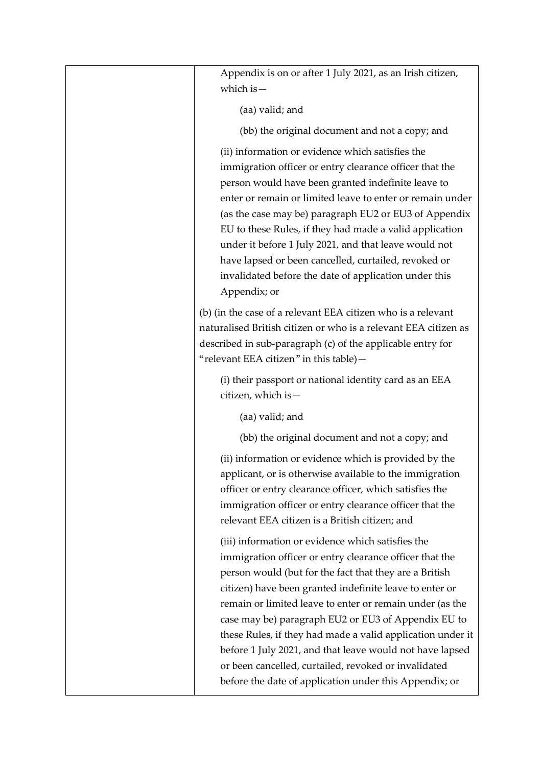| | Appendix is on or after 1 July 2021, as an Irish citizen, which is—<br><br>(aa) valid; and<br><br>(bb) the original document and not a copy; and<br><br>(ii) information or evidence which satisfies the immigration officer or entry clearance officer that the person would have been granted indefinite leave to enter or remain or limited leave to enter or remain under (as the case may be) paragraph EU2 or EU3 of Appendix EU to these Rules, if they had made a valid application under it before 1 July 2021, and that leave would not have lapsed or been cancelled, curtailed, revoked or invalidated before the date of application under this Appendix; or<br><br>(b) (in the case of a relevant EEA citizen who is a relevant naturalised British citizen or who is a relevant EEA citizen as described in sub-paragraph (c) of the applicable entry for "relevant EEA citizen" in this table)—<br><br>(i) their passport or national identity card as an EEA citizen, which is—<br><br>(aa) valid; and<br><br>(bb) the original document and not a copy; and<br><br>(ii) information or evidence which is provided by the applicant, or is otherwise available to the immigration officer or entry clearance officer, which satisfies the immigration officer or entry clearance officer that the relevant EEA citizen is a British citizen; and<br><br>(iii) information or evidence which satisfies the immigration officer or entry clearance officer that the person would (but for the fact that they are a British citizen) have been granted indefinite leave to enter or remain or limited leave to enter or remain under (as the case may be) paragraph EU2 or EU3 of Appendix EU to these Rules, if they had made a valid application under it before 1 July 2021, and that leave would not have lapsed or been cancelled, curtailed, revoked or invalidated before the date of application under this Appendix; or |
|---|---|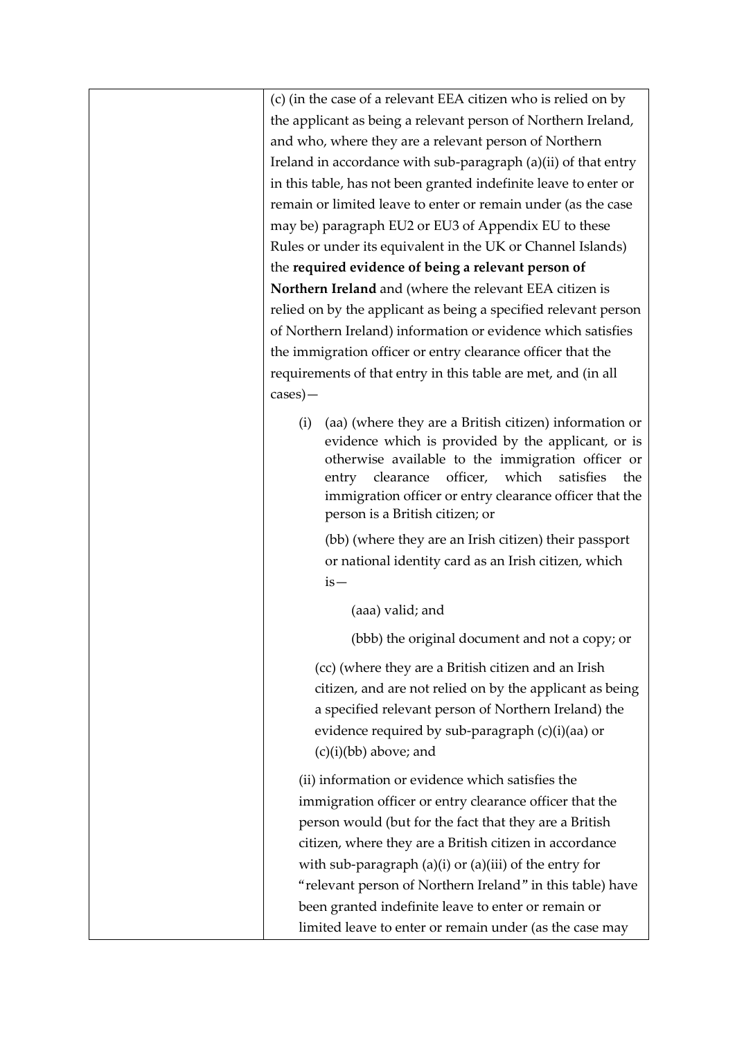| | |
|---|---|
| | (c) (in the case of a relevant EEA citizen who is relied on by the applicant as being a relevant person of Northern Ireland, and who, where they are a relevant person of Northern Ireland in accordance with sub-paragraph (a)(ii) of that entry in this table, has not been granted indefinite leave to enter or remain or limited leave to enter or remain under (as the case may be) paragraph EU2 or EU3 of Appendix EU to these Rules or under its equivalent in the UK or Channel Islands) the **required evidence of being a relevant person of Northern Ireland** and (where the relevant EEA citizen is relied on by the applicant as being a specified relevant person of Northern Ireland) information or evidence which satisfies the immigration officer or entry clearance officer that the requirements of that entry in this table are met, and (in all cases)—<br><br>(i) (aa) (where they are a British citizen) information or evidence which is provided by the applicant, or is otherwise available to the immigration officer or entry clearance officer, which satisfies the immigration officer or entry clearance officer that the person is a British citizen; or<br><br>(bb) (where they are an Irish citizen) their passport or national identity card as an Irish citizen, which is—<br><br>(aaa) valid; and<br><br>(bbb) the original document and not a copy; or<br><br>(cc) (where they are a British citizen and an Irish citizen, and are not relied on by the applicant as being a specified relevant person of Northern Ireland) the evidence required by sub-paragraph (c)(i)(aa) or (c)(i)(bb) above; and<br><br>(ii) information or evidence which satisfies the immigration officer or entry clearance officer that the person would (but for the fact that they are a British citizen, where they are a British citizen in accordance with sub-paragraph (a)(i) or (a)(iii) of the entry for "relevant person of Northern Ireland" in this table) have been granted indefinite leave to enter or remain or limited leave to enter or remain under (as the case may |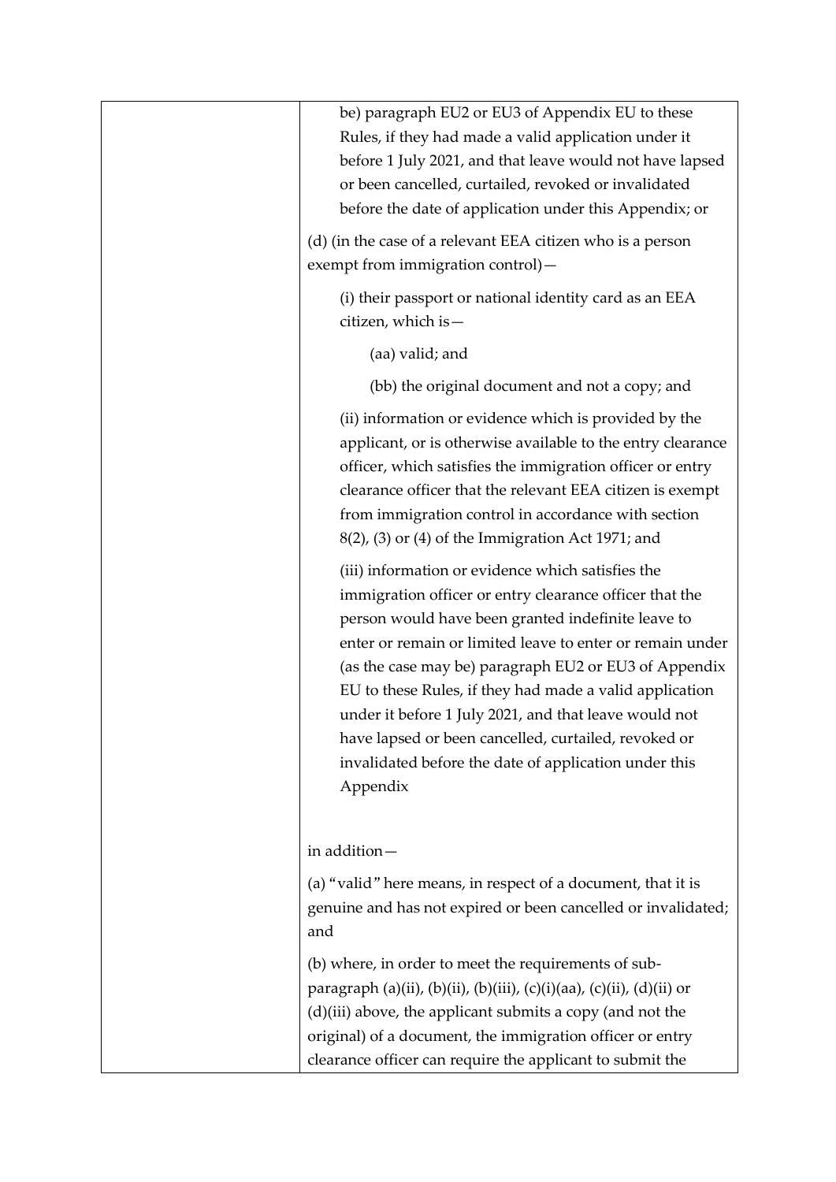| | be) paragraph EU2 or EU3 of Appendix EU to these Rules, if they had made a valid application under it before 1 July 2021, and that leave would not have lapsed or been cancelled, curtailed, revoked or invalidated before the date of application under this Appendix; or<br><br>(d) (in the case of a relevant EEA citizen who is a person exempt from immigration control)—<br><br>(i) their passport or national identity card as an EEA citizen, which is—<br><br>(aa) valid; and<br><br>(bb) the original document and not a copy; and<br><br>(ii) information or evidence which is provided by the applicant, or is otherwise available to the entry clearance officer, which satisfies the immigration officer or entry clearance officer that the relevant EEA citizen is exempt from immigration control in accordance with section 8(2), (3) or (4) of the Immigration Act 1971; and<br><br>(iii) information or evidence which satisfies the immigration officer or entry clearance officer that the person would have been granted indefinite leave to enter or remain or limited leave to enter or remain under (as the case may be) paragraph EU2 or EU3 of Appendix EU to these Rules, if they had made a valid application under it before 1 July 2021, and that leave would not have lapsed or been cancelled, curtailed, revoked or invalidated before the date of application under this Appendix<br><br>in addition—<br><br>(a) "valid" here means, in respect of a document, that it is genuine and has not expired or been cancelled or invalidated; and<br><br>(b) where, in order to meet the requirements of sub-paragraph (a)(ii), (b)(ii), (b)(iii), (c)(i)(aa), (c)(ii), (d)(ii) or (d)(iii) above, the applicant submits a copy (and not the original) of a document, the immigration officer or entry clearance officer can require the applicant to submit the |
|---|---|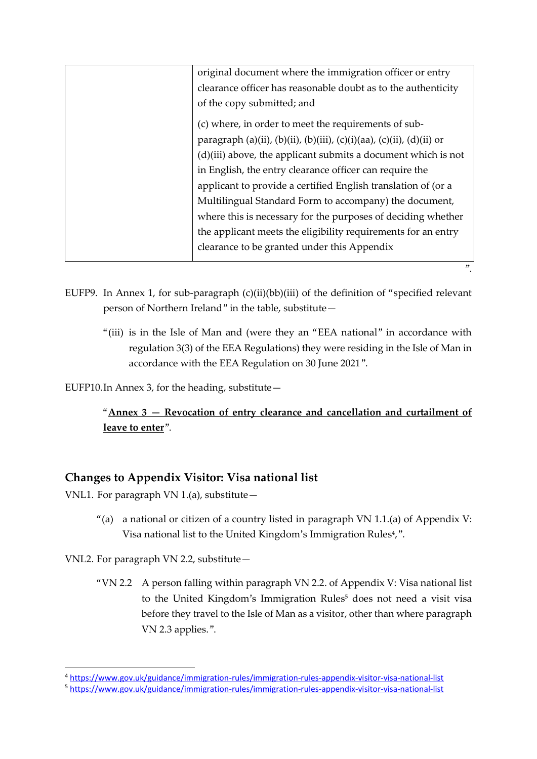| | original document where the immigration officer or entry clearance officer has reasonable doubt as to the authenticity of the copy submitted; and<br><br>(c) where, in order to meet the requirements of sub-paragraph (a)(ii), (b)(ii), (b)(iii), (c)(i)(aa), (c)(ii), (d)(ii) or (d)(iii) above, the applicant submits a document which is not in English, the entry clearance officer can require the applicant to provide a certified English translation of (or a Multilingual Standard Form to accompany) the document, where this is necessary for the purposes of deciding whether the applicant meets the eligibility requirements for an entry clearance to be granted under this Appendix |
|---|---|

".

EUFP9. In Annex 1, for sub-paragraph (c)(ii)(bb)(iii) of the definition of "specified relevant person of Northern Ireland" in the table, substitute—

"(iii) is in the Isle of Man and (were they an "EEA national" in accordance with regulation 3(3) of the EEA Regulations) they were residing in the Isle of Man in accordance with the EEA Regulation on 30 June 2021".

EUFP10. In Annex 3, for the heading, substitute—

"**Annex 3 — Revocation of entry clearance and cancellation and curtailment of leave to enter**".

## Changes to Appendix Visitor: Visa national list

VNL1. For paragraph VN 1.(a), substitute—

"(a) a national or citizen of a country listed in paragraph VN 1.1.(a) of Appendix V: Visa national list to the United Kingdom's Immigration Rules[4],".

VNL2. For paragraph VN 2.2, substitute—

"VN 2.2 A person falling within paragraph VN 2.2. of Appendix V: Visa national list to the United Kingdom's Immigration Rules[5] does not need a visit visa before they travel to the Isle of Man as a visitor, other than where paragraph VN 2.3 applies.".

[4] https://www.gov.uk/guidance/immigration-rules/immigration-rules-appendix-visitor-visa-national-list

[5] https://www.gov.uk/guidance/immigration-rules/immigration-rules-appendix-visitor-visa-national-list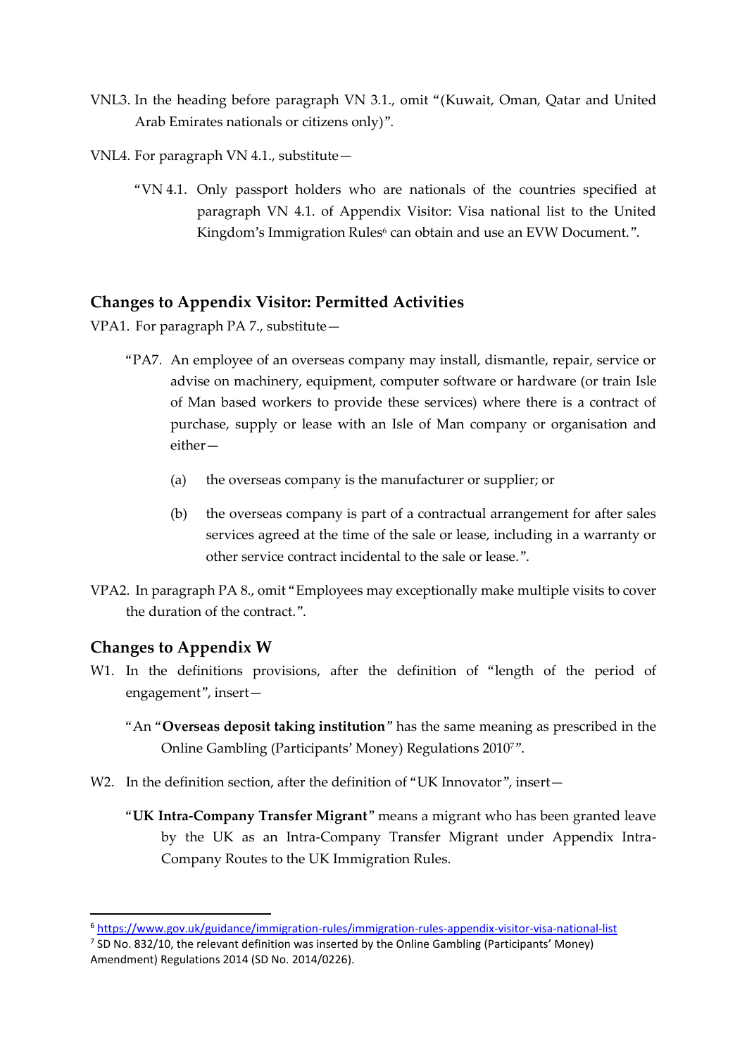VNL3. In the heading before paragraph VN 3.1., omit "(Kuwait, Oman, Qatar and United Arab Emirates nationals or citizens only)".

VNL4. For paragraph VN 4.1., substitute—

> "VN 4.1. Only passport holders who are nationals of the countries specified at paragraph VN 4.1. of Appendix Visitor: Visa national list to the United Kingdom's Immigration Rules[6] can obtain and use an EVW Document.".

## Changes to Appendix Visitor: Permitted Activities

VPA1. For paragraph PA 7., substitute—

> "PA7. An employee of an overseas company may install, dismantle, repair, service or advise on machinery, equipment, computer software or hardware (or train Isle of Man based workers to provide these services) where there is a contract of purchase, supply or lease with an Isle of Man company or organisation and either—
>
> (a) the overseas company is the manufacturer or supplier; or
>
> (b) the overseas company is part of a contractual arrangement for after sales services agreed at the time of the sale or lease, including in a warranty or other service contract incidental to the sale or lease.".

VPA2. In paragraph PA 8., omit "Employees may exceptionally make multiple visits to cover the duration of the contract.".

## Changes to Appendix W

W1. In the definitions provisions, after the definition of "length of the period of engagement", insert—

> "An "**Overseas deposit taking institution**" has the same meaning as prescribed in the Online Gambling (Participants' Money) Regulations 2010[7]".

W2. In the definition section, after the definition of "UK Innovator", insert—

> "**UK Intra-Company Transfer Migrant**" means a migrant who has been granted leave by the UK as an Intra-Company Transfer Migrant under Appendix Intra-Company Routes to the UK Immigration Rules.

---

[6] https://www.gov.uk/guidance/immigration-rules/immigration-rules-appendix-visitor-visa-national-list

[7] SD No. 832/10, the relevant definition was inserted by the Online Gambling (Participants' Money) Amendment) Regulations 2014 (SD No. 2014/0226).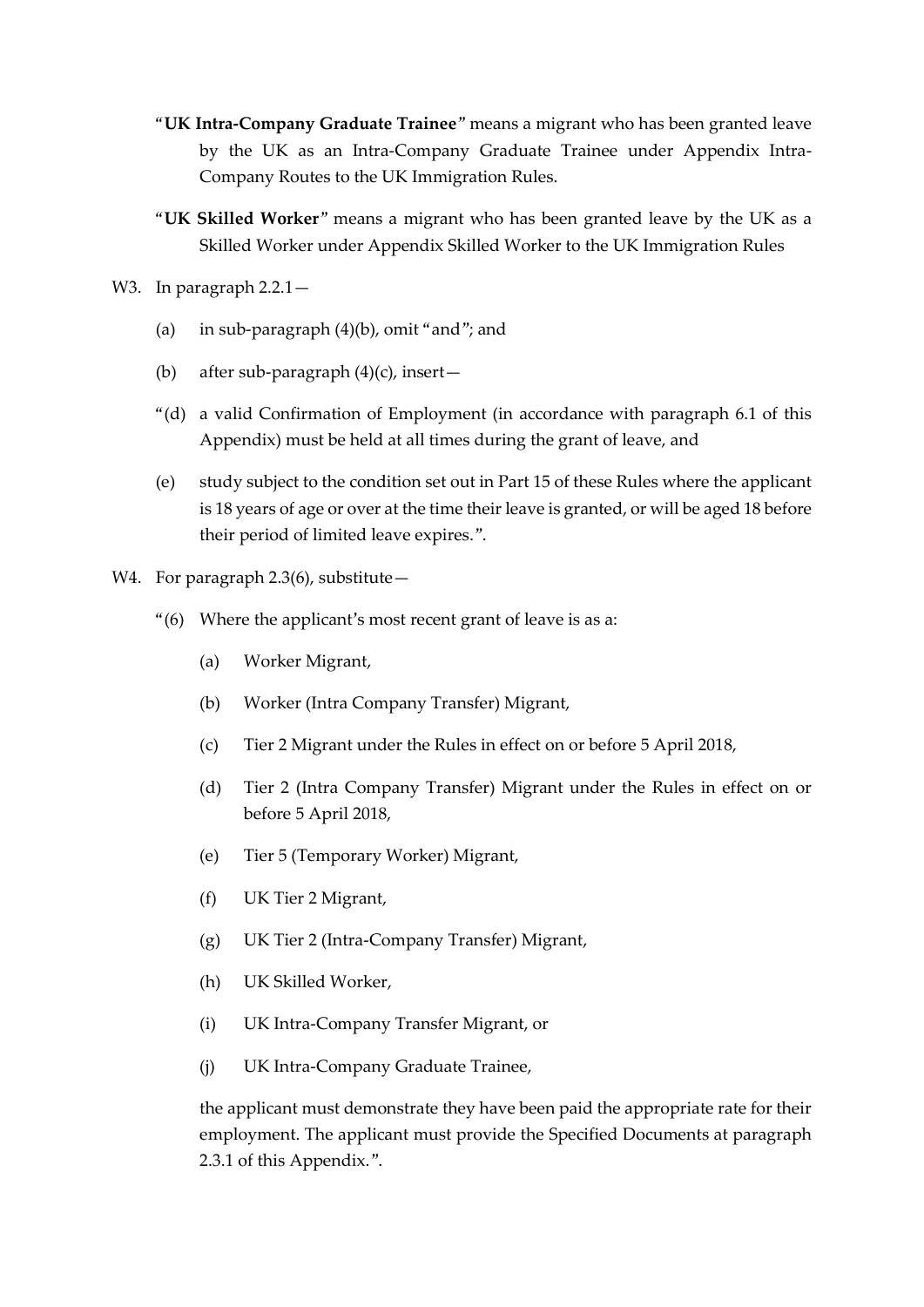"**UK Intra-Company Graduate Trainee**" means a migrant who has been granted leave by the UK as an Intra-Company Graduate Trainee under Appendix Intra-Company Routes to the UK Immigration Rules.

"**UK Skilled Worker**" means a migrant who has been granted leave by the UK as a Skilled Worker under Appendix Skilled Worker to the UK Immigration Rules

W3. In paragraph 2.2.1—

(a) in sub-paragraph (4)(b), omit "and"; and

(b) after sub-paragraph (4)(c), insert—

"(d) a valid Confirmation of Employment (in accordance with paragraph 6.1 of this Appendix) must be held at all times during the grant of leave, and

(e) study subject to the condition set out in Part 15 of these Rules where the applicant is 18 years of age or over at the time their leave is granted, or will be aged 18 before their period of limited leave expires.".

W4. For paragraph 2.3(6), substitute—

"(6) Where the applicant's most recent grant of leave is as a:

(a) Worker Migrant,

(b) Worker (Intra Company Transfer) Migrant,

(c) Tier 2 Migrant under the Rules in effect on or before 5 April 2018,

(d) Tier 2 (Intra Company Transfer) Migrant under the Rules in effect on or before 5 April 2018,

(e) Tier 5 (Temporary Worker) Migrant,

(f) UK Tier 2 Migrant,

(g) UK Tier 2 (Intra-Company Transfer) Migrant,

(h) UK Skilled Worker,

(i) UK Intra-Company Transfer Migrant, or

(j) UK Intra-Company Graduate Trainee,

the applicant must demonstrate they have been paid the appropriate rate for their employment. The applicant must provide the Specified Documents at paragraph 2.3.1 of this Appendix.".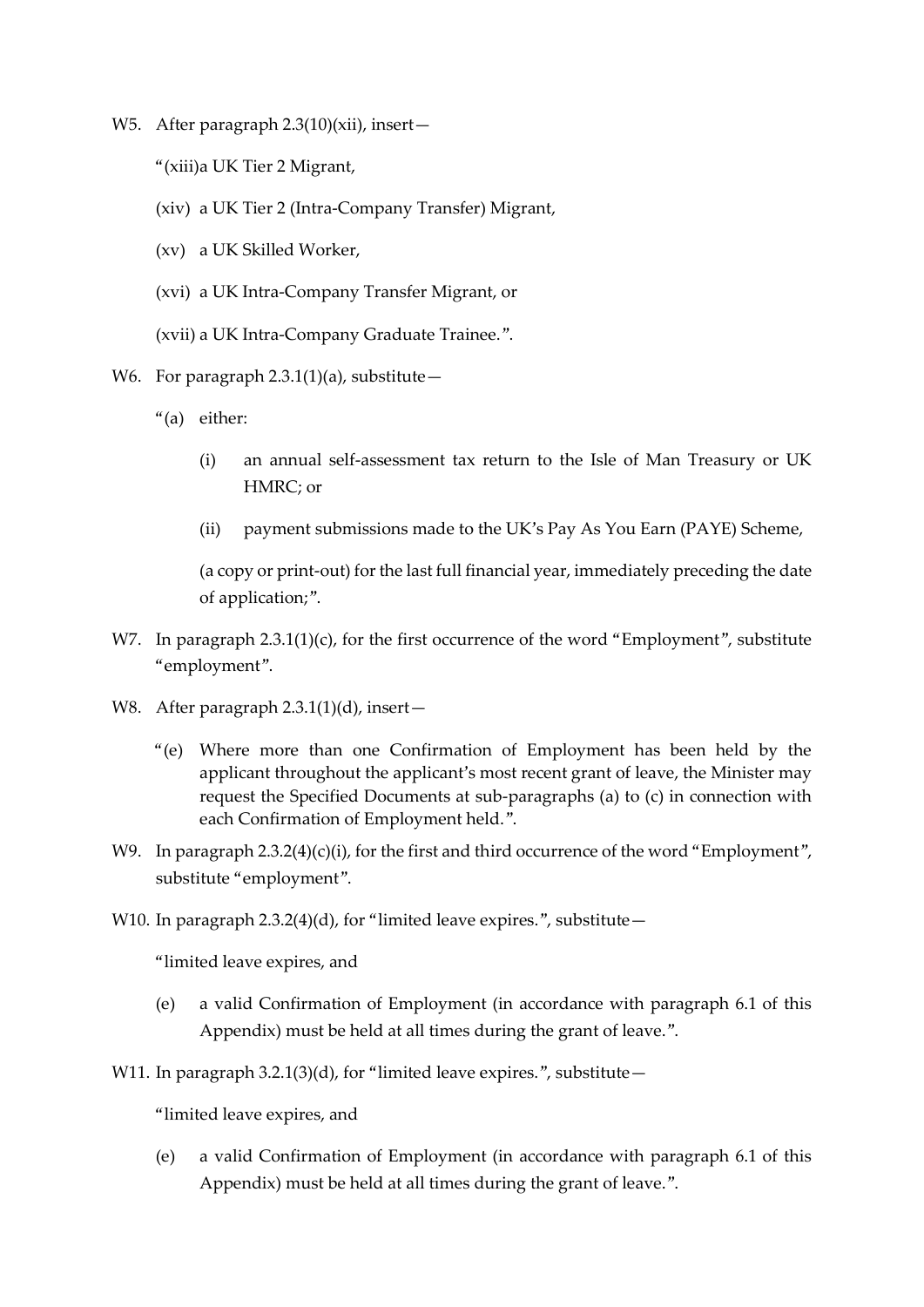W5. After paragraph 2.3(10)(xii), insert—

"(xiii)a UK Tier 2 Migrant,

(xiv) a UK Tier 2 (Intra-Company Transfer) Migrant,

(xv) a UK Skilled Worker,

(xvi) a UK Intra-Company Transfer Migrant, or

(xvii) a UK Intra-Company Graduate Trainee.".

W6. For paragraph 2.3.1(1)(a), substitute—

"(a) either:

(i) an annual self-assessment tax return to the Isle of Man Treasury or UK HMRC; or

(ii) payment submissions made to the UK's Pay As You Earn (PAYE) Scheme,

(a copy or print-out) for the last full financial year, immediately preceding the date of application;".

W7. In paragraph 2.3.1(1)(c), for the first occurrence of the word "Employment", substitute "employment".

W8. After paragraph 2.3.1(1)(d), insert—

"(e) Where more than one Confirmation of Employment has been held by the applicant throughout the applicant's most recent grant of leave, the Minister may request the Specified Documents at sub-paragraphs (a) to (c) in connection with each Confirmation of Employment held.".

W9. In paragraph 2.3.2(4)(c)(i), for the first and third occurrence of the word "Employment", substitute "employment".

W10. In paragraph 2.3.2(4)(d), for "limited leave expires.", substitute—

"limited leave expires, and

(e) a valid Confirmation of Employment (in accordance with paragraph 6.1 of this Appendix) must be held at all times during the grant of leave.".

W11. In paragraph 3.2.1(3)(d), for "limited leave expires.", substitute—

"limited leave expires, and

(e) a valid Confirmation of Employment (in accordance with paragraph 6.1 of this Appendix) must be held at all times during the grant of leave.".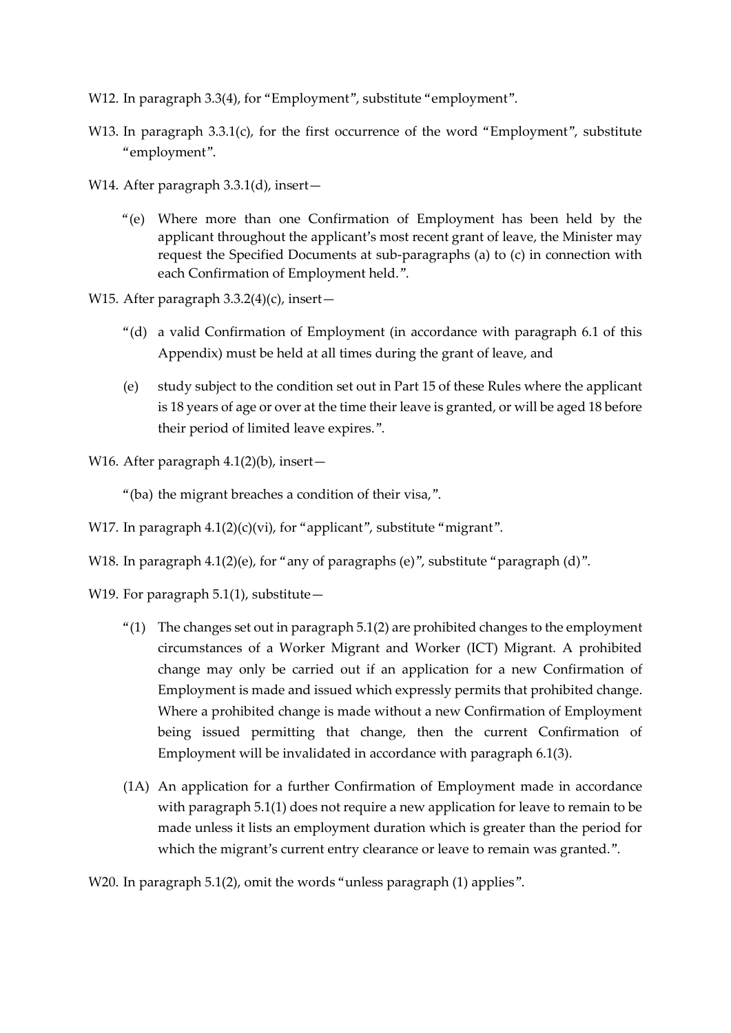W12. In paragraph 3.3(4), for "Employment", substitute "employment".

W13. In paragraph 3.3.1(c), for the first occurrence of the word "Employment", substitute "employment".

W14. After paragraph 3.3.1(d), insert—

"(e) Where more than one Confirmation of Employment has been held by the applicant throughout the applicant's most recent grant of leave, the Minister may request the Specified Documents at sub-paragraphs (a) to (c) in connection with each Confirmation of Employment held.".

W15. After paragraph 3.3.2(4)(c), insert—

"(d) a valid Confirmation of Employment (in accordance with paragraph 6.1 of this Appendix) must be held at all times during the grant of leave, and

(e) study subject to the condition set out in Part 15 of these Rules where the applicant is 18 years of age or over at the time their leave is granted, or will be aged 18 before their period of limited leave expires.".

W16. After paragraph 4.1(2)(b), insert—

"(ba) the migrant breaches a condition of their visa,".

W17. In paragraph 4.1(2)(c)(vi), for "applicant", substitute "migrant".

W18. In paragraph 4.1(2)(e), for "any of paragraphs (e)", substitute "paragraph (d)".

W19. For paragraph 5.1(1), substitute—

"(1) The changes set out in paragraph 5.1(2) are prohibited changes to the employment circumstances of a Worker Migrant and Worker (ICT) Migrant. A prohibited change may only be carried out if an application for a new Confirmation of Employment is made and issued which expressly permits that prohibited change. Where a prohibited change is made without a new Confirmation of Employment being issued permitting that change, then the current Confirmation of Employment will be invalidated in accordance with paragraph 6.1(3).

(1A) An application for a further Confirmation of Employment made in accordance with paragraph 5.1(1) does not require a new application for leave to remain to be made unless it lists an employment duration which is greater than the period for which the migrant's current entry clearance or leave to remain was granted.".

W20. In paragraph 5.1(2), omit the words "unless paragraph (1) applies".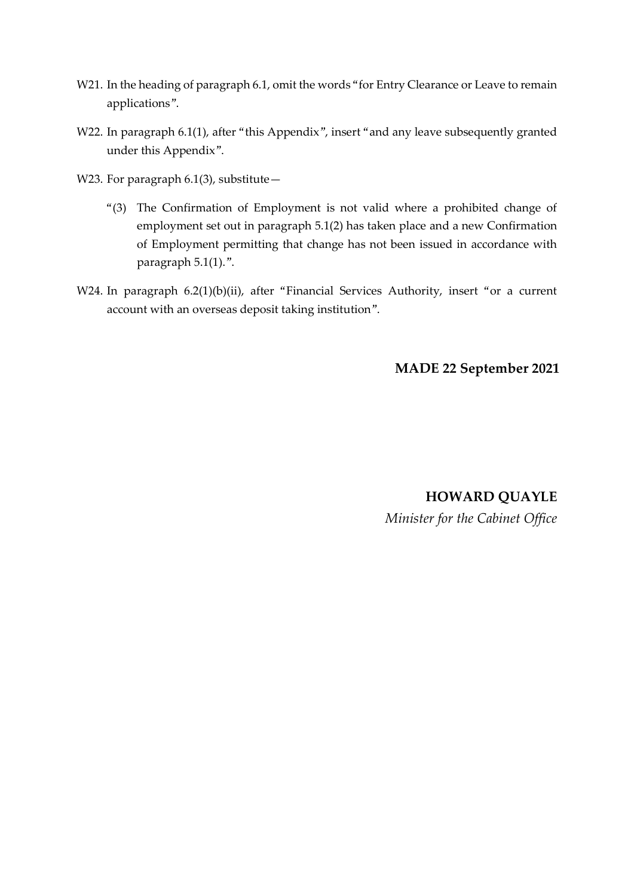W21. In the heading of paragraph 6.1, omit the words "for Entry Clearance or Leave to remain applications".

W22. In paragraph 6.1(1), after "this Appendix", insert "and any leave subsequently granted under this Appendix".

W23. For paragraph 6.1(3), substitute—

"(3) The Confirmation of Employment is not valid where a prohibited change of employment set out in paragraph 5.1(2) has taken place and a new Confirmation of Employment permitting that change has not been issued in accordance with paragraph 5.1(1).".

W24. In paragraph 6.2(1)(b)(ii), after "Financial Services Authority, insert "or a current account with an overseas deposit taking institution".

**MADE 22 September 2021**

**HOWARD QUAYLE**

*Minister for the Cabinet Office*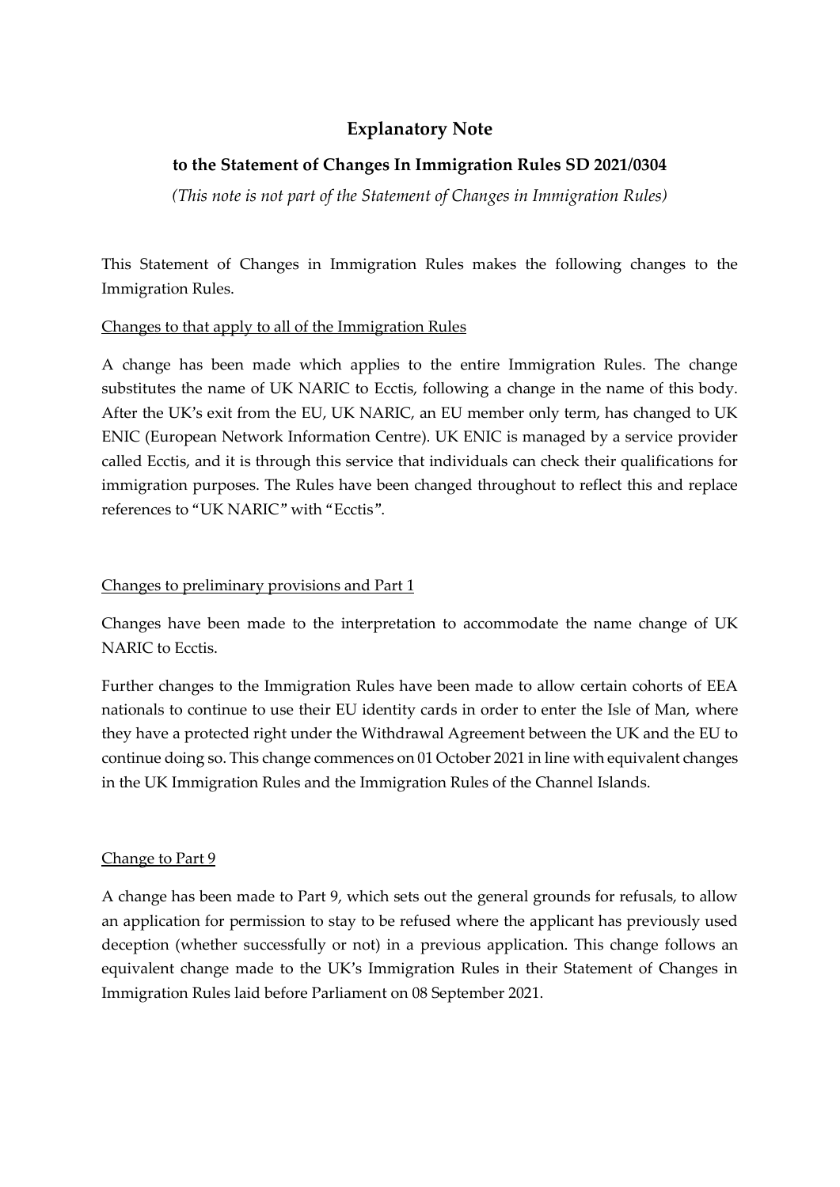# Explanatory Note

## to the Statement of Changes In Immigration Rules SD 2021/0304

*(This note is not part of the Statement of Changes in Immigration Rules)*

This Statement of Changes in Immigration Rules makes the following changes to the Immigration Rules.

<u>Changes to that apply to all of the Immigration Rules</u>

A change has been made which applies to the entire Immigration Rules. The change substitutes the name of UK NARIC to Ecctis, following a change in the name of this body. After the UK's exit from the EU, UK NARIC, an EU member only term, has changed to UK ENIC (European Network Information Centre). UK ENIC is managed by a service provider called Ecctis, and it is through this service that individuals can check their qualifications for immigration purposes. The Rules have been changed throughout to reflect this and replace references to "UK NARIC" with "Ecctis".

<u>Changes to preliminary provisions and Part 1</u>

Changes have been made to the interpretation to accommodate the name change of UK NARIC to Ecctis.

Further changes to the Immigration Rules have been made to allow certain cohorts of EEA nationals to continue to use their EU identity cards in order to enter the Isle of Man, where they have a protected right under the Withdrawal Agreement between the UK and the EU to continue doing so. This change commences on 01 October 2021 in line with equivalent changes in the UK Immigration Rules and the Immigration Rules of the Channel Islands.

<u>Change to Part 9</u>

A change has been made to Part 9, which sets out the general grounds for refusals, to allow an application for permission to stay to be refused where the applicant has previously used deception (whether successfully or not) in a previous application. This change follows an equivalent change made to the UK's Immigration Rules in their Statement of Changes in Immigration Rules laid before Parliament on 08 September 2021.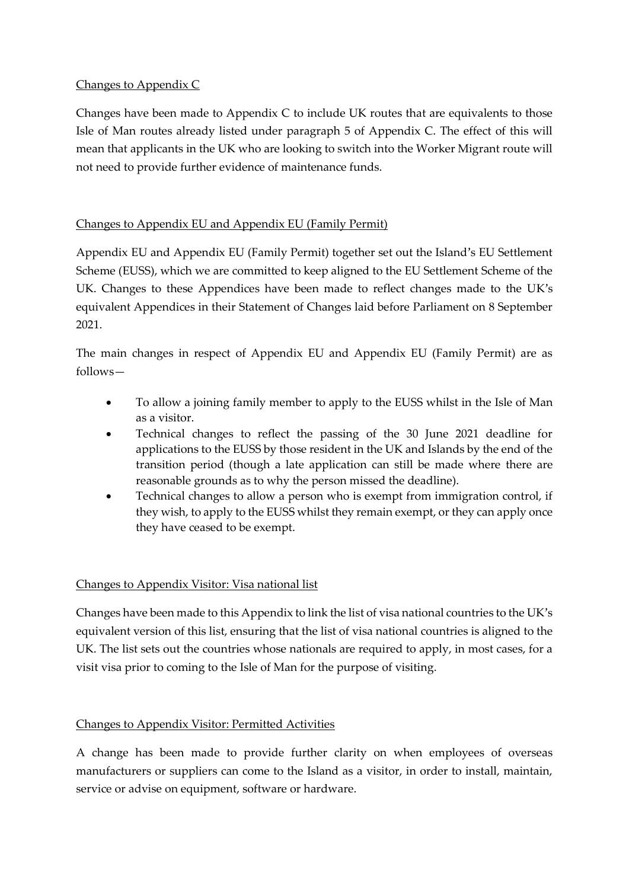Changes to Appendix C

Changes have been made to Appendix C to include UK routes that are equivalents to those Isle of Man routes already listed under paragraph 5 of Appendix C. The effect of this will mean that applicants in the UK who are looking to switch into the Worker Migrant route will not need to provide further evidence of maintenance funds.

Changes to Appendix EU and Appendix EU (Family Permit)

Appendix EU and Appendix EU (Family Permit) together set out the Island's EU Settlement Scheme (EUSS), which we are committed to keep aligned to the EU Settlement Scheme of the UK. Changes to these Appendices have been made to reflect changes made to the UK's equivalent Appendices in their Statement of Changes laid before Parliament on 8 September 2021.

The main changes in respect of Appendix EU and Appendix EU (Family Permit) are as follows—

- To allow a joining family member to apply to the EUSS whilst in the Isle of Man as a visitor.
- Technical changes to reflect the passing of the 30 June 2021 deadline for applications to the EUSS by those resident in the UK and Islands by the end of the transition period (though a late application can still be made where there are reasonable grounds as to why the person missed the deadline).
- Technical changes to allow a person who is exempt from immigration control, if they wish, to apply to the EUSS whilst they remain exempt, or they can apply once they have ceased to be exempt.

Changes to Appendix Visitor: Visa national list

Changes have been made to this Appendix to link the list of visa national countries to the UK's equivalent version of this list, ensuring that the list of visa national countries is aligned to the UK. The list sets out the countries whose nationals are required to apply, in most cases, for a visit visa prior to coming to the Isle of Man for the purpose of visiting.

Changes to Appendix Visitor: Permitted Activities

A change has been made to provide further clarity on when employees of overseas manufacturers or suppliers can come to the Island as a visitor, in order to install, maintain, service or advise on equipment, software or hardware.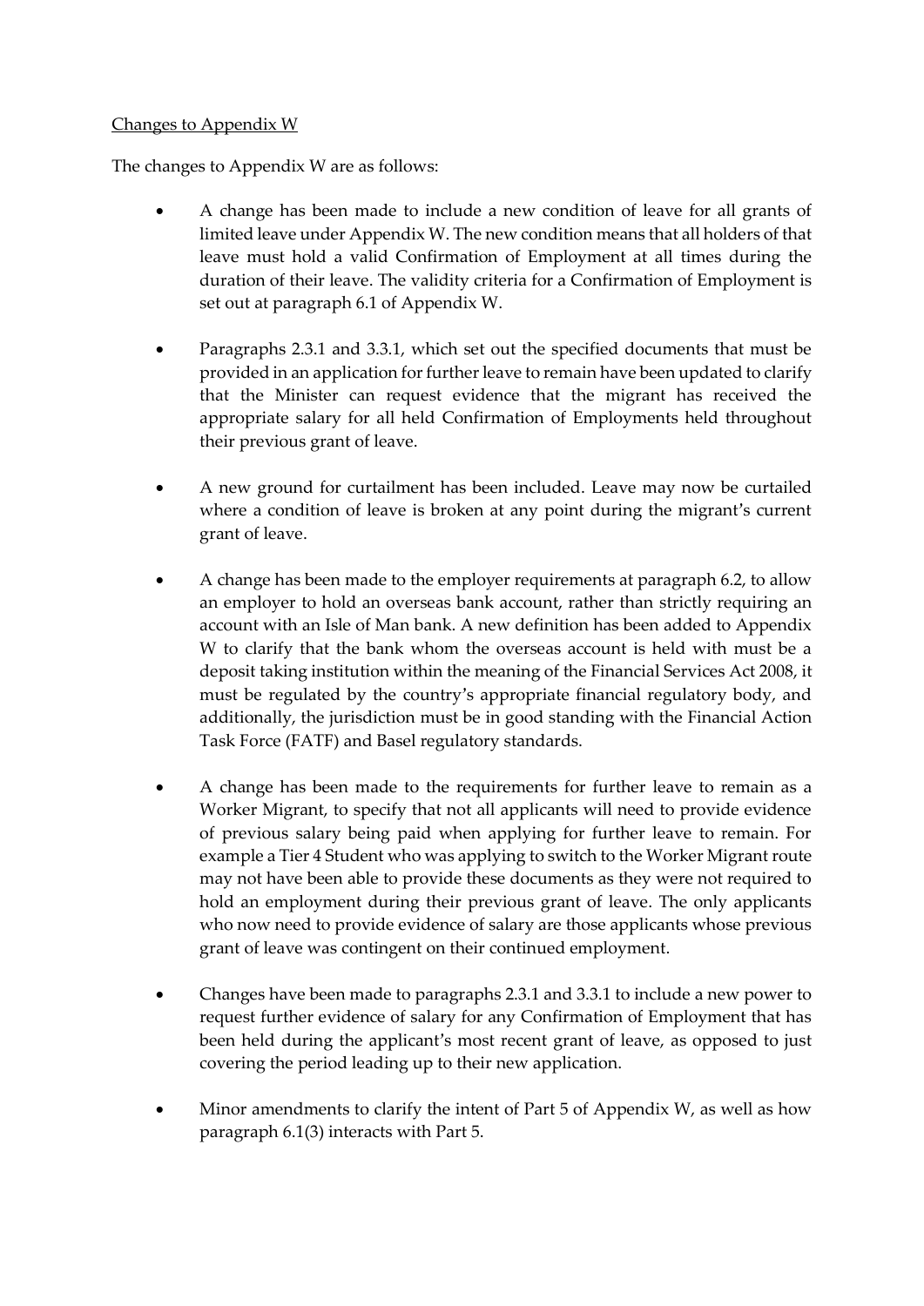Changes to Appendix W

The changes to Appendix W are as follows:

- A change has been made to include a new condition of leave for all grants of limited leave under Appendix W. The new condition means that all holders of that leave must hold a valid Confirmation of Employment at all times during the duration of their leave. The validity criteria for a Confirmation of Employment is set out at paragraph 6.1 of Appendix W.

- Paragraphs 2.3.1 and 3.3.1, which set out the specified documents that must be provided in an application for further leave to remain have been updated to clarify that the Minister can request evidence that the migrant has received the appropriate salary for all held Confirmation of Employments held throughout their previous grant of leave.

- A new ground for curtailment has been included. Leave may now be curtailed where a condition of leave is broken at any point during the migrant's current grant of leave.

- A change has been made to the employer requirements at paragraph 6.2, to allow an employer to hold an overseas bank account, rather than strictly requiring an account with an Isle of Man bank. A new definition has been added to Appendix W to clarify that the bank whom the overseas account is held with must be a deposit taking institution within the meaning of the Financial Services Act 2008, it must be regulated by the country's appropriate financial regulatory body, and additionally, the jurisdiction must be in good standing with the Financial Action Task Force (FATF) and Basel regulatory standards.

- A change has been made to the requirements for further leave to remain as a Worker Migrant, to specify that not all applicants will need to provide evidence of previous salary being paid when applying for further leave to remain. For example a Tier 4 Student who was applying to switch to the Worker Migrant route may not have been able to provide these documents as they were not required to hold an employment during their previous grant of leave. The only applicants who now need to provide evidence of salary are those applicants whose previous grant of leave was contingent on their continued employment.

- Changes have been made to paragraphs 2.3.1 and 3.3.1 to include a new power to request further evidence of salary for any Confirmation of Employment that has been held during the applicant's most recent grant of leave, as opposed to just covering the period leading up to their new application.

- Minor amendments to clarify the intent of Part 5 of Appendix W, as well as how paragraph 6.1(3) interacts with Part 5.